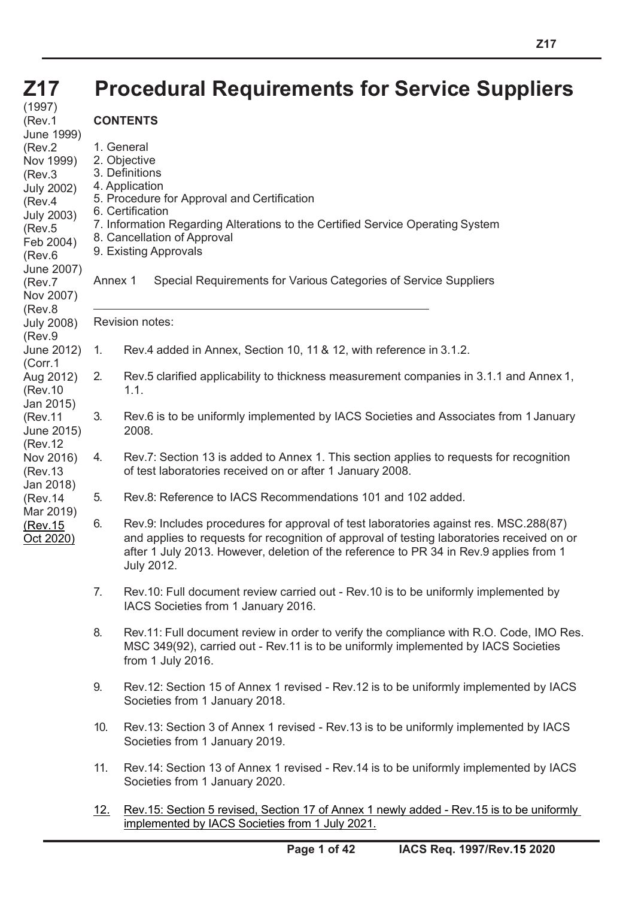# Z17 Procedural Requirements for Service Suppliers

(1997)
(Rev.1 June 1999)
(Rev.2 Nov 1999)
(Rev.3 July 2002)
(Rev.4 July 2003)
(Rev.5 Feb 2004)
(Rev.6 June 2007)
(Rev.7 Nov 2007)
(Rev.8 July 2008)
(Rev.9 June 2012)
(Corr.1 Aug 2012)
(Rev.10 Jan 2015)
(Rev.11 June 2015)
(Rev.12 Nov 2016)
(Rev.13 Jan 2018)
(Rev.14 Mar 2019)
(Rev.15 Oct 2020)

**CONTENTS**

1. General
2. Objective
3. Definitions
4. Application
5. Procedure for Approval and Certification
6. Certification
7. Information Regarding Alterations to the Certified Service Operating System
8. Cancellation of Approval
9. Existing Approvals

Annex 1 Special Requirements for Various Categories of Service Suppliers

---

Revision notes:

1. Rev.4 added in Annex, Section 10, 11 & 12, with reference in 3.1.2.
2. Rev.5 clarified applicability to thickness measurement companies in 3.1.1 and Annex 1, 1.1.
3. Rev.6 is to be uniformly implemented by IACS Societies and Associates from 1 January 2008.
4. Rev.7: Section 13 is added to Annex 1. This section applies to requests for recognition of test laboratories received on or after 1 January 2008.
5. Rev.8: Reference to IACS Recommendations 101 and 102 added.
6. Rev.9: Includes procedures for approval of test laboratories against res. MSC.288(87) and applies to requests for recognition of approval of testing laboratories received on or after 1 July 2013. However, deletion of the reference to PR 34 in Rev.9 applies from 1 July 2012.
7. Rev.10: Full document review carried out - Rev.10 is to be uniformly implemented by IACS Societies from 1 January 2016.
8. Rev.11: Full document review in order to verify the compliance with R.O. Code, IMO Res. MSC 349(92), carried out - Rev.11 is to be uniformly implemented by IACS Societies from 1 July 2016.
9. Rev.12: Section 15 of Annex 1 revised - Rev.12 is to be uniformly implemented by IACS Societies from 1 January 2018.
10. Rev.13: Section 3 of Annex 1 revised - Rev.13 is to be uniformly implemented by IACS Societies from 1 January 2019.
11. Rev.14: Section 13 of Annex 1 revised - Rev.14 is to be uniformly implemented by IACS Societies from 1 January 2020.
12. Rev.15: Section 5 revised, Section 17 of Annex 1 newly added - Rev.15 is to be uniformly implemented by IACS Societies from 1 July 2021.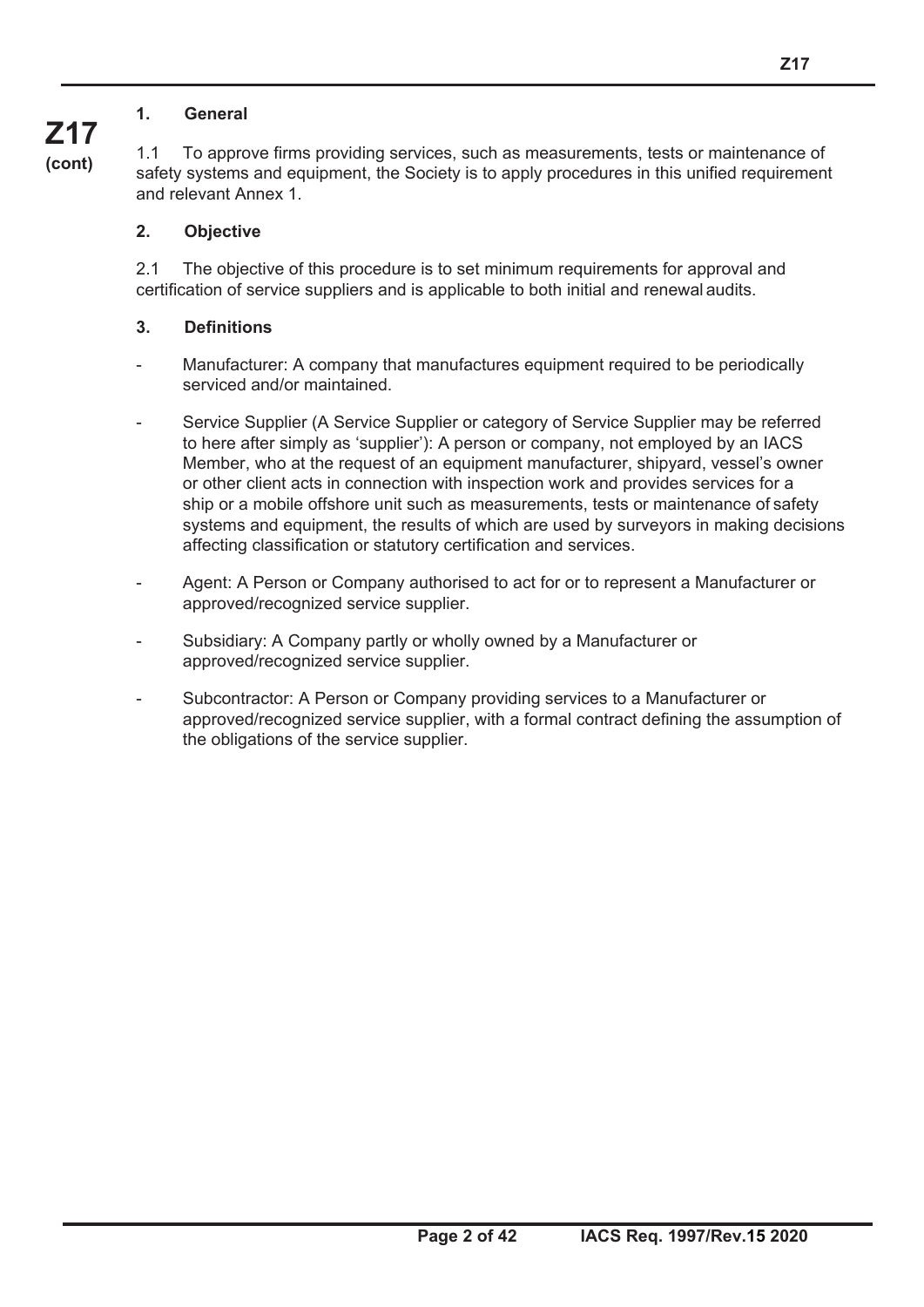## 1. General

1.1 To approve firms providing services, such as measurements, tests or maintenance of safety systems and equipment, the Society is to apply procedures in this unified requirement and relevant Annex 1.

## 2. Objective

2.1 The objective of this procedure is to set minimum requirements for approval and certification of service suppliers and is applicable to both initial and renewal audits.

## 3. Definitions

- Manufacturer: A company that manufactures equipment required to be periodically serviced and/or maintained.
- Service Supplier (A Service Supplier or category of Service Supplier may be referred to here after simply as 'supplier'): A person or company, not employed by an IACS Member, who at the request of an equipment manufacturer, shipyard, vessel's owner or other client acts in connection with inspection work and provides services for a ship or a mobile offshore unit such as measurements, tests or maintenance of safety systems and equipment, the results of which are used by surveyors in making decisions affecting classification or statutory certification and services.
- Agent: A Person or Company authorised to act for or to represent a Manufacturer or approved/recognized service supplier.
- Subsidiary: A Company partly or wholly owned by a Manufacturer or approved/recognized service supplier.
- Subcontractor: A Person or Company providing services to a Manufacturer or approved/recognized service supplier, with a formal contract defining the assumption of the obligations of the service supplier.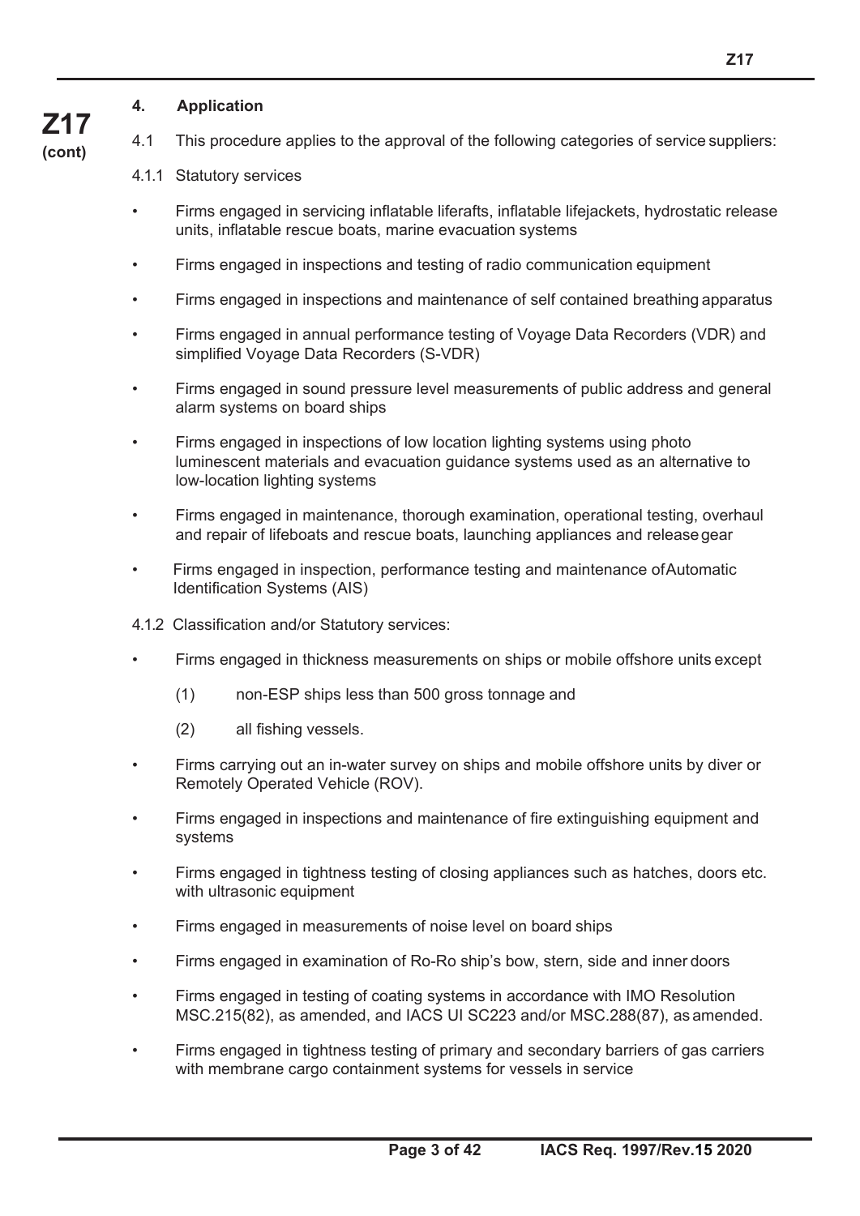## 4. Application

4.1 This procedure applies to the approval of the following categories of service suppliers:

4.1.1 Statutory services

- Firms engaged in servicing inflatable liferafts, inflatable lifejackets, hydrostatic release units, inflatable rescue boats, marine evacuation systems
- Firms engaged in inspections and testing of radio communication equipment
- Firms engaged in inspections and maintenance of self contained breathing apparatus
- Firms engaged in annual performance testing of Voyage Data Recorders (VDR) and simplified Voyage Data Recorders (S-VDR)
- Firms engaged in sound pressure level measurements of public address and general alarm systems on board ships
- Firms engaged in inspections of low location lighting systems using photo luminescent materials and evacuation guidance systems used as an alternative to low-location lighting systems
- Firms engaged in maintenance, thorough examination, operational testing, overhaul and repair of lifeboats and rescue boats, launching appliances and release gear
- Firms engaged in inspection, performance testing and maintenance of Automatic Identification Systems (AIS)

4.1.2 Classification and/or Statutory services:

- Firms engaged in thickness measurements on ships or mobile offshore units except
  (1) non-ESP ships less than 500 gross tonnage and
  (2) all fishing vessels.
- Firms carrying out an in-water survey on ships and mobile offshore units by diver or Remotely Operated Vehicle (ROV).
- Firms engaged in inspections and maintenance of fire extinguishing equipment and systems
- Firms engaged in tightness testing of closing appliances such as hatches, doors etc. with ultrasonic equipment
- Firms engaged in measurements of noise level on board ships
- Firms engaged in examination of Ro-Ro ship's bow, stern, side and inner doors
- Firms engaged in testing of coating systems in accordance with IMO Resolution MSC.215(82), as amended, and IACS UI SC223 and/or MSC.288(87), as amended.
- Firms engaged in tightness testing of primary and secondary barriers of gas carriers with membrane cargo containment systems for vessels in service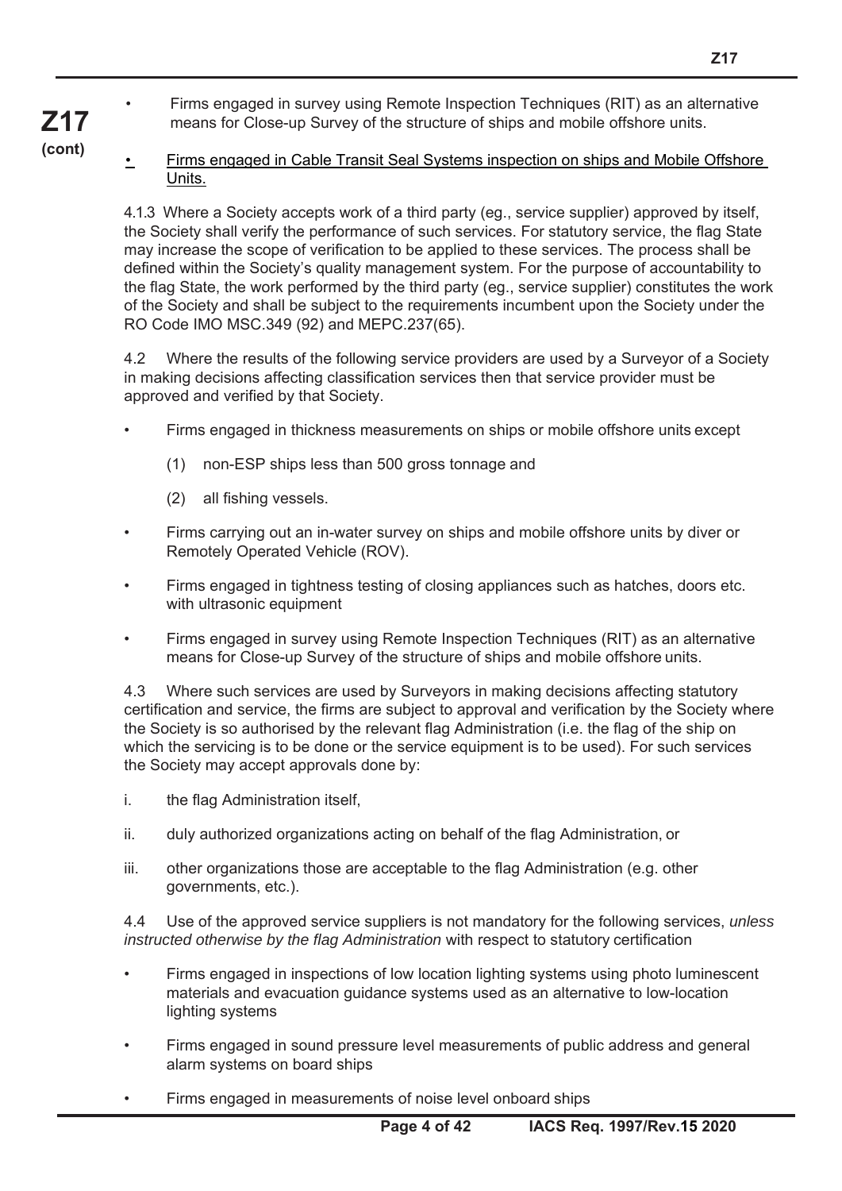- Firms engaged in survey using Remote Inspection Techniques (RIT) as an alternative means for Close-up Survey of the structure of ships and mobile offshore units.

- <u>Firms engaged in Cable Transit Seal Systems inspection on ships and Mobile Offshore Units.</u>

4.1.3 Where a Society accepts work of a third party (eg., service supplier) approved by itself, the Society shall verify the performance of such services. For statutory service, the flag State may increase the scope of verification to be applied to these services. The process shall be defined within the Society's quality management system. For the purpose of accountability to the flag State, the work performed by the third party (eg., service supplier) constitutes the work of the Society and shall be subject to the requirements incumbent upon the Society under the RO Code IMO MSC.349 (92) and MEPC.237(65).

4.2 Where the results of the following service providers are used by a Surveyor of a Society in making decisions affecting classification services then that service provider must be approved and verified by that Society.

- Firms engaged in thickness measurements on ships or mobile offshore units except

  (1) non-ESP ships less than 500 gross tonnage and

  (2) all fishing vessels.

- Firms carrying out an in-water survey on ships and mobile offshore units by diver or Remotely Operated Vehicle (ROV).

- Firms engaged in tightness testing of closing appliances such as hatches, doors etc. with ultrasonic equipment

- Firms engaged in survey using Remote Inspection Techniques (RIT) as an alternative means for Close-up Survey of the structure of ships and mobile offshore units.

4.3 Where such services are used by Surveyors in making decisions affecting statutory certification and service, the firms are subject to approval and verification by the Society where the Society is so authorised by the relevant flag Administration (i.e. the flag of the ship on which the servicing is to be done or the service equipment is to be used). For such services the Society may accept approvals done by:

i. the flag Administration itself,

ii. duly authorized organizations acting on behalf of the flag Administration, or

iii. other organizations those are acceptable to the flag Administration (e.g. other governments, etc.).

4.4 Use of the approved service suppliers is not mandatory for the following services, *unless instructed otherwise by the flag Administration* with respect to statutory certification

- Firms engaged in inspections of low location lighting systems using photo luminescent materials and evacuation guidance systems used as an alternative to low-location lighting systems

- Firms engaged in sound pressure level measurements of public address and general alarm systems on board ships

- Firms engaged in measurements of noise level onboard ships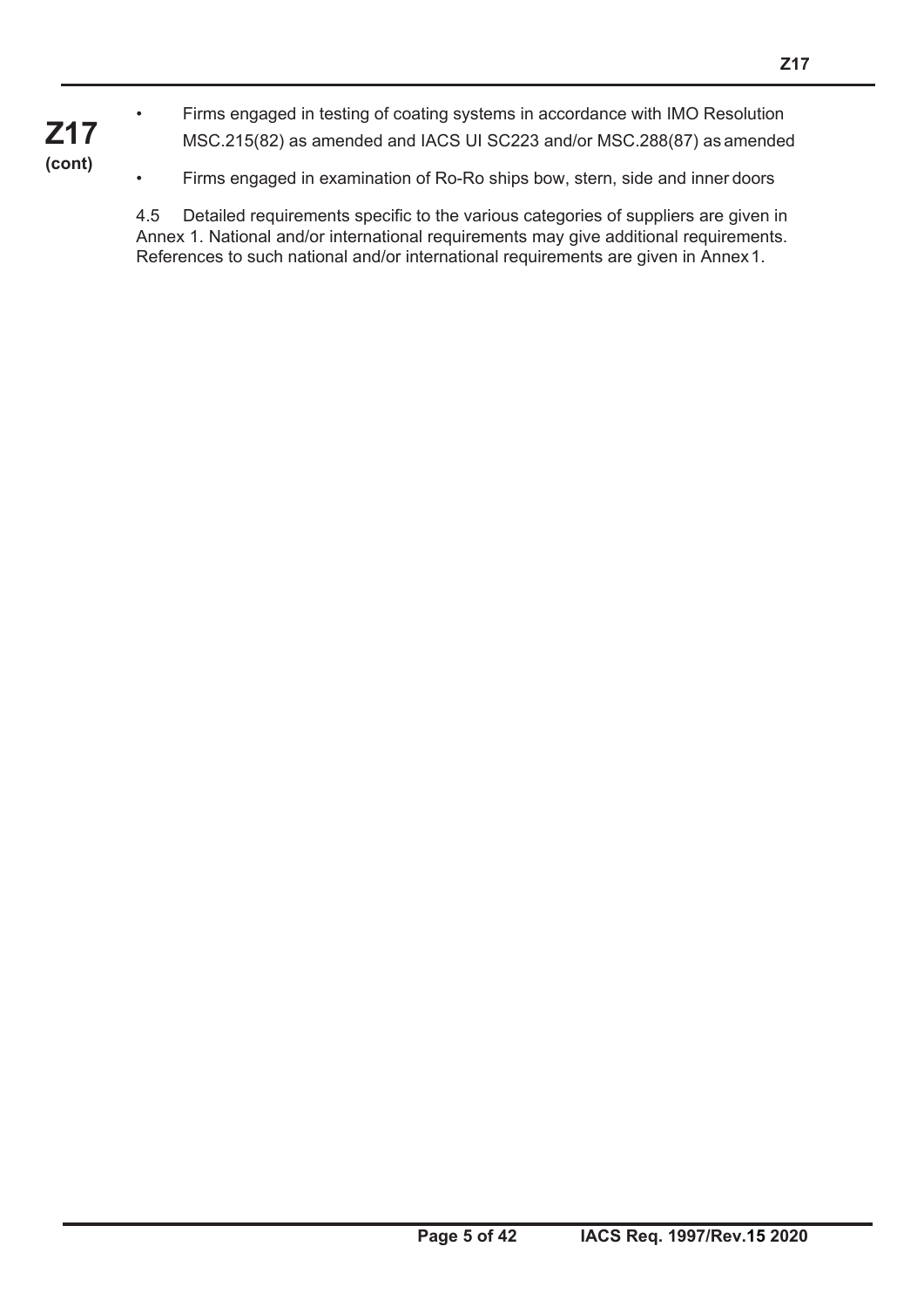- Firms engaged in testing of coating systems in accordance with IMO Resolution MSC.215(82) as amended and IACS UI SC223 and/or MSC.288(87) as amended
- Firms engaged in examination of Ro-Ro ships bow, stern, side and inner doors

4.5 Detailed requirements specific to the various categories of suppliers are given in Annex 1. National and/or international requirements may give additional requirements. References to such national and/or international requirements are given in Annex 1.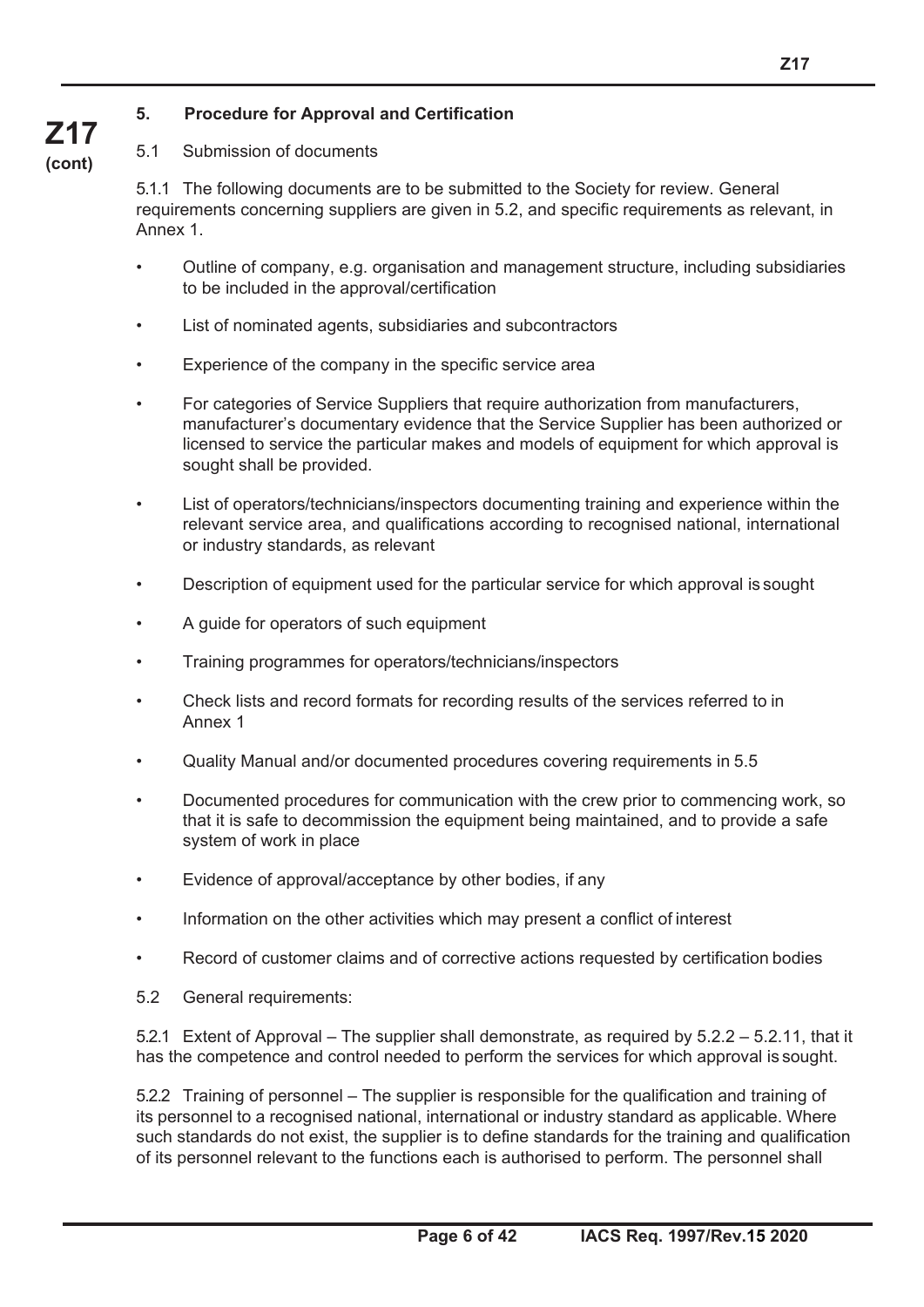## 5. Procedure for Approval and Certification

5.1 Submission of documents

5.1.1 The following documents are to be submitted to the Society for review. General requirements concerning suppliers are given in 5.2, and specific requirements as relevant, in Annex 1.

- Outline of company, e.g. organisation and management structure, including subsidiaries to be included in the approval/certification
- List of nominated agents, subsidiaries and subcontractors
- Experience of the company in the specific service area
- For categories of Service Suppliers that require authorization from manufacturers, manufacturer's documentary evidence that the Service Supplier has been authorized or licensed to service the particular makes and models of equipment for which approval is sought shall be provided.
- List of operators/technicians/inspectors documenting training and experience within the relevant service area, and qualifications according to recognised national, international or industry standards, as relevant
- Description of equipment used for the particular service for which approval is sought
- A guide for operators of such equipment
- Training programmes for operators/technicians/inspectors
- Check lists and record formats for recording results of the services referred to in Annex 1
- Quality Manual and/or documented procedures covering requirements in 5.5
- Documented procedures for communication with the crew prior to commencing work, so that it is safe to decommission the equipment being maintained, and to provide a safe system of work in place
- Evidence of approval/acceptance by other bodies, if any
- Information on the other activities which may present a conflict of interest
- Record of customer claims and of corrective actions requested by certification bodies

5.2 General requirements:

5.2.1 Extent of Approval – The supplier shall demonstrate, as required by 5.2.2 – 5.2.11, that it has the competence and control needed to perform the services for which approval is sought.

5.2.2 Training of personnel – The supplier is responsible for the qualification and training of its personnel to a recognised national, international or industry standard as applicable. Where such standards do not exist, the supplier is to define standards for the training and qualification of its personnel relevant to the functions each is authorised to perform. The personnel shall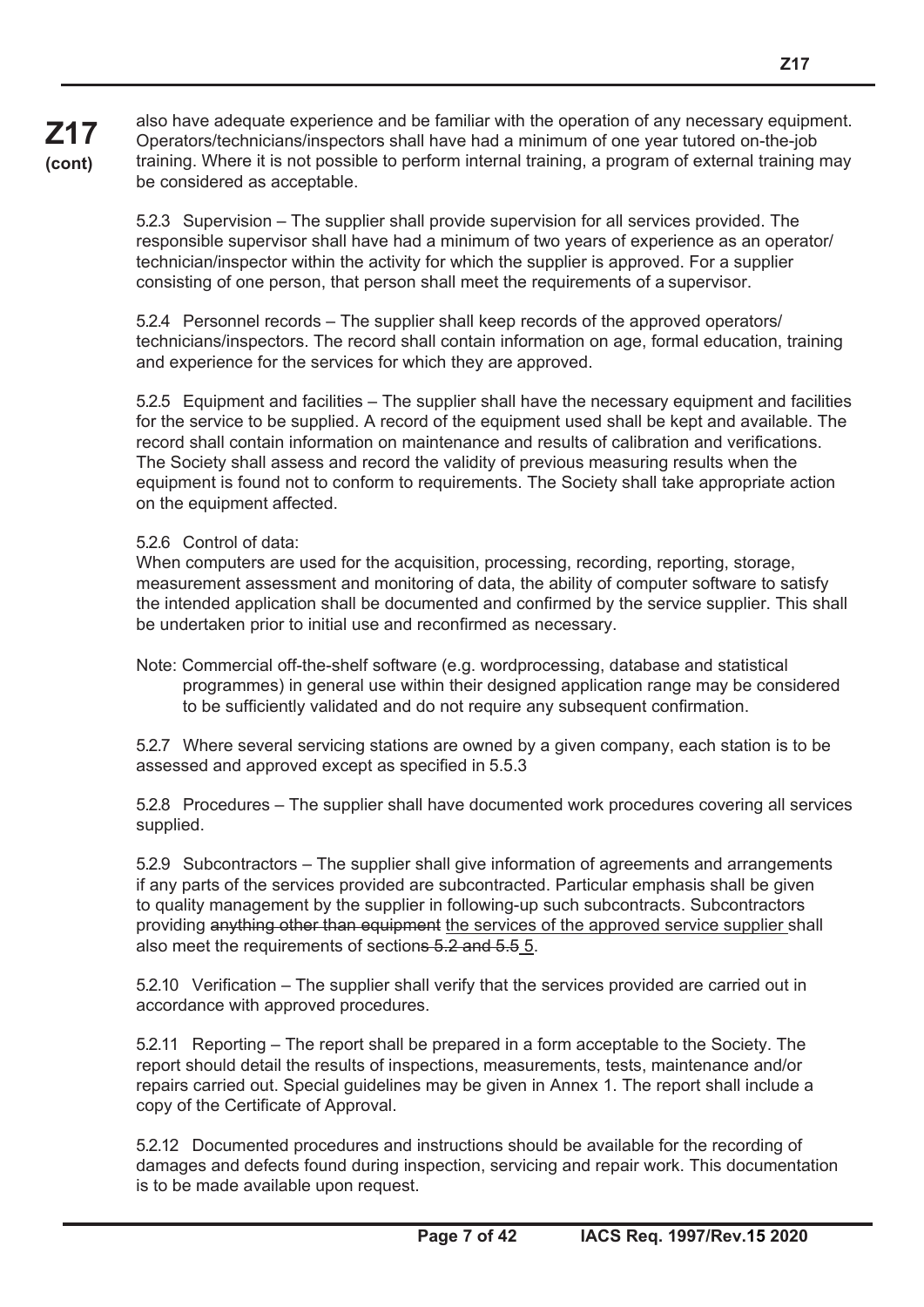also have adequate experience and be familiar with the operation of any necessary equipment. Operators/technicians/inspectors shall have had a minimum of one year tutored on-the-job training. Where it is not possible to perform internal training, a program of external training may be considered as acceptable.

5.2.3 Supervision – The supplier shall provide supervision for all services provided. The responsible supervisor shall have had a minimum of two years of experience as an operator/ technician/inspector within the activity for which the supplier is approved. For a supplier consisting of one person, that person shall meet the requirements of a supervisor.

5.2.4 Personnel records – The supplier shall keep records of the approved operators/ technicians/inspectors. The record shall contain information on age, formal education, training and experience for the services for which they are approved.

5.2.5 Equipment and facilities – The supplier shall have the necessary equipment and facilities for the service to be supplied. A record of the equipment used shall be kept and available. The record shall contain information on maintenance and results of calibration and verifications. The Society shall assess and record the validity of previous measuring results when the equipment is found not to conform to requirements. The Society shall take appropriate action on the equipment affected.

5.2.6 Control of data:
When computers are used for the acquisition, processing, recording, reporting, storage, measurement assessment and monitoring of data, the ability of computer software to satisfy the intended application shall be documented and confirmed by the service supplier. This shall be undertaken prior to initial use and reconfirmed as necessary.

Note: Commercial off-the-shelf software (e.g. wordprocessing, database and statistical programmes) in general use within their designed application range may be considered to be sufficiently validated and do not require any subsequent confirmation.

5.2.7 Where several servicing stations are owned by a given company, each station is to be assessed and approved except as specified in 5.5.3

5.2.8 Procedures – The supplier shall have documented work procedures covering all services supplied.

5.2.9 Subcontractors – The supplier shall give information of agreements and arrangements if any parts of the services provided are subcontracted. Particular emphasis shall be given to quality management by the supplier in following-up such subcontracts. Subcontractors providing ~~anything other than equipment~~ the services of the approved service supplier shall also meet the requirements of section~~s 5.2 and 5.5~~ 5.

5.2.10 Verification – The supplier shall verify that the services provided are carried out in accordance with approved procedures.

5.2.11 Reporting – The report shall be prepared in a form acceptable to the Society. The report should detail the results of inspections, measurements, tests, maintenance and/or repairs carried out. Special guidelines may be given in Annex 1. The report shall include a copy of the Certificate of Approval.

5.2.12 Documented procedures and instructions should be available for the recording of damages and defects found during inspection, servicing and repair work. This documentation is to be made available upon request.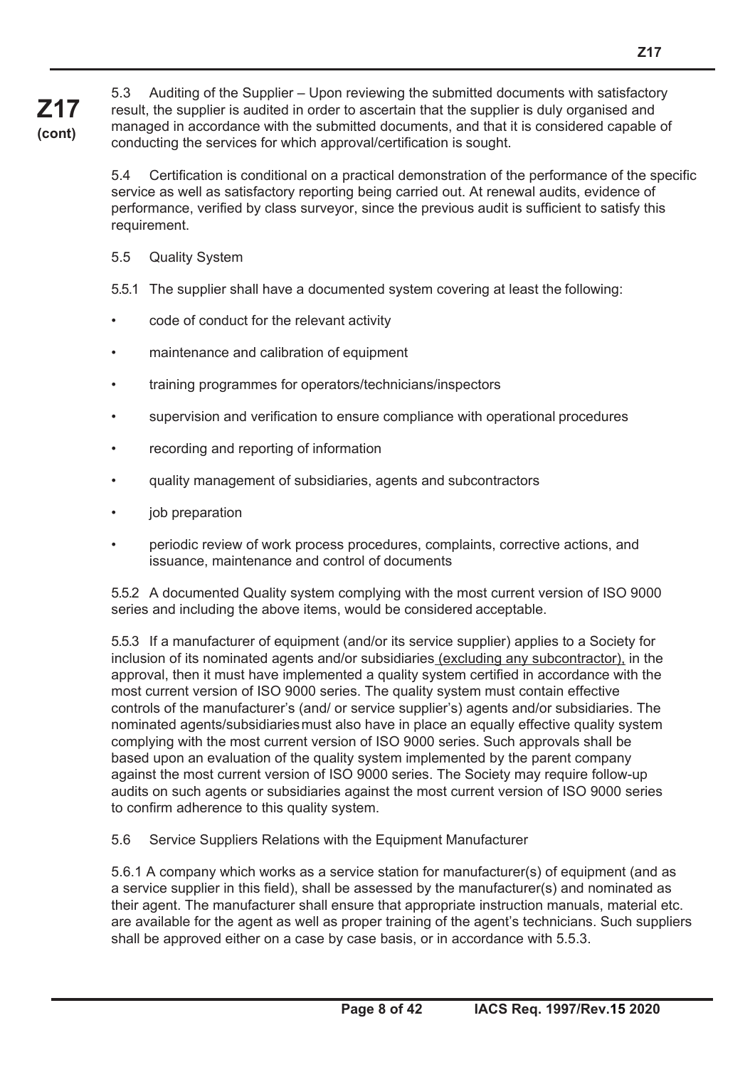5.3 Auditing of the Supplier – Upon reviewing the submitted documents with satisfactory result, the supplier is audited in order to ascertain that the supplier is duly organised and managed in accordance with the submitted documents, and that it is considered capable of conducting the services for which approval/certification is sought.

5.4 Certification is conditional on a practical demonstration of the performance of the specific service as well as satisfactory reporting being carried out. At renewal audits, evidence of performance, verified by class surveyor, since the previous audit is sufficient to satisfy this requirement.

5.5 Quality System

5.5.1 The supplier shall have a documented system covering at least the following:

- code of conduct for the relevant activity
- maintenance and calibration of equipment
- training programmes for operators/technicians/inspectors
- supervision and verification to ensure compliance with operational procedures
- recording and reporting of information
- quality management of subsidiaries, agents and subcontractors
- job preparation
- periodic review of work process procedures, complaints, corrective actions, and issuance, maintenance and control of documents

5.5.2 A documented Quality system complying with the most current version of ISO 9000 series and including the above items, would be considered acceptable.

5.5.3 If a manufacturer of equipment (and/or its service supplier) applies to a Society for inclusion of its nominated agents and/or subsidiaries (excluding any subcontractor), in the approval, then it must have implemented a quality system certified in accordance with the most current version of ISO 9000 series. The quality system must contain effective controls of the manufacturer's (and/ or service supplier's) agents and/or subsidiaries. The nominated agents/subsidiaries must also have in place an equally effective quality system complying with the most current version of ISO 9000 series. Such approvals shall be based upon an evaluation of the quality system implemented by the parent company against the most current version of ISO 9000 series. The Society may require follow-up audits on such agents or subsidiaries against the most current version of ISO 9000 series to confirm adherence to this quality system.

5.6 Service Suppliers Relations with the Equipment Manufacturer

5.6.1 A company which works as a service station for manufacturer(s) of equipment (and as a service supplier in this field), shall be assessed by the manufacturer(s) and nominated as their agent. The manufacturer shall ensure that appropriate instruction manuals, material etc. are available for the agent as well as proper training of the agent's technicians. Such suppliers shall be approved either on a case by case basis, or in accordance with 5.5.3.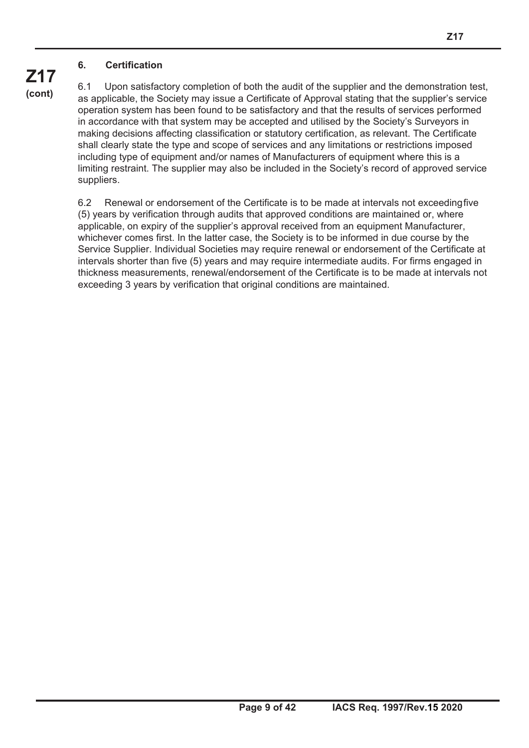## 6. Certification

6.1 Upon satisfactory completion of both the audit of the supplier and the demonstration test, as applicable, the Society may issue a Certificate of Approval stating that the supplier's service operation system has been found to be satisfactory and that the results of services performed in accordance with that system may be accepted and utilised by the Society's Surveyors in making decisions affecting classification or statutory certification, as relevant. The Certificate shall clearly state the type and scope of services and any limitations or restrictions imposed including type of equipment and/or names of Manufacturers of equipment where this is a limiting restraint. The supplier may also be included in the Society's record of approved service suppliers.

6.2 Renewal or endorsement of the Certificate is to be made at intervals not exceeding five (5) years by verification through audits that approved conditions are maintained or, where applicable, on expiry of the supplier's approval received from an equipment Manufacturer, whichever comes first. In the latter case, the Society is to be informed in due course by the Service Supplier. Individual Societies may require renewal or endorsement of the Certificate at intervals shorter than five (5) years and may require intermediate audits. For firms engaged in thickness measurements, renewal/endorsement of the Certificate is to be made at intervals not exceeding 3 years by verification that original conditions are maintained.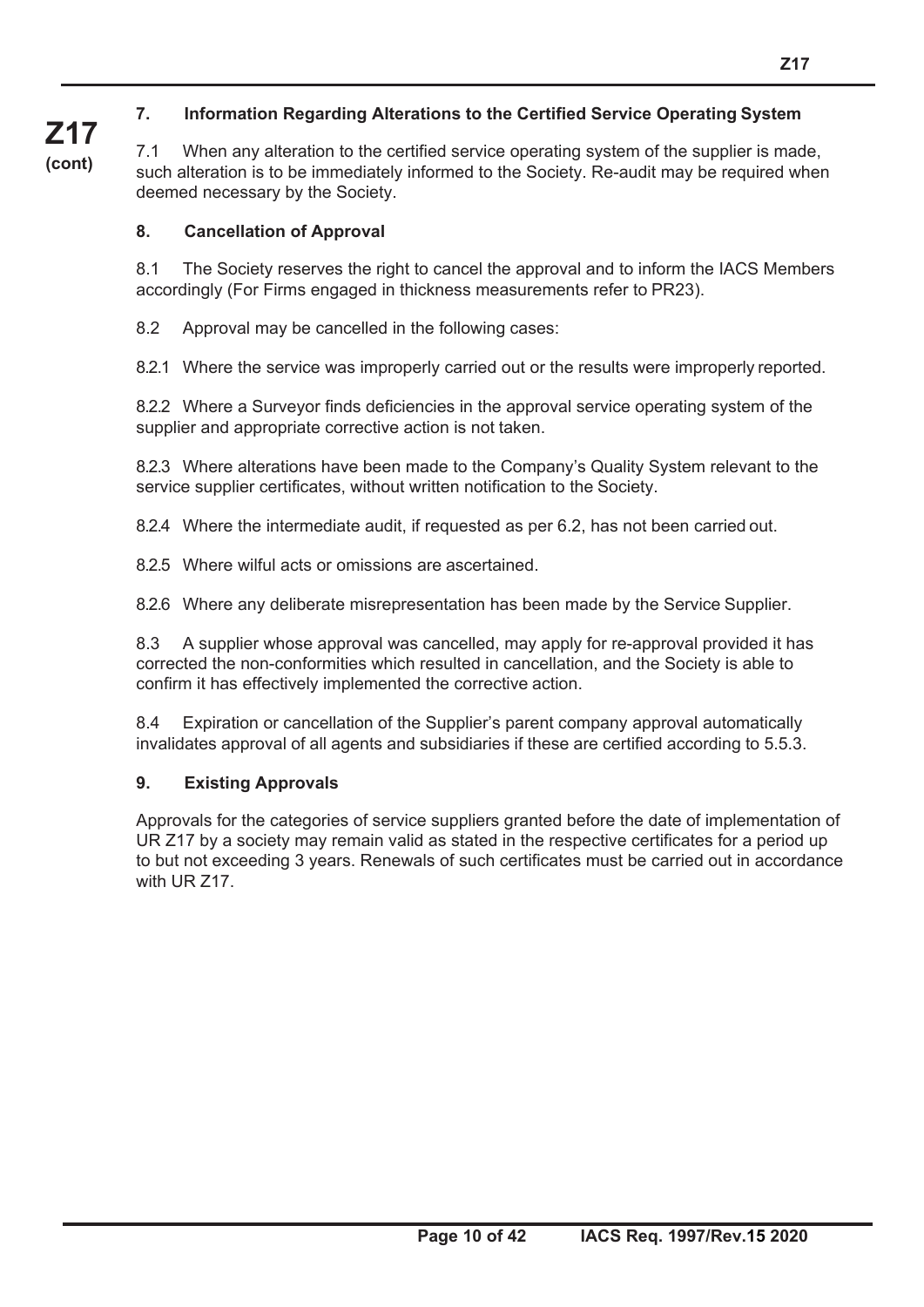## 7. Information Regarding Alterations to the Certified Service Operating System

7.1 When any alteration to the certified service operating system of the supplier is made, such alteration is to be immediately informed to the Society. Re-audit may be required when deemed necessary by the Society.

## 8. Cancellation of Approval

8.1 The Society reserves the right to cancel the approval and to inform the IACS Members accordingly (For Firms engaged in thickness measurements refer to PR23).

8.2 Approval may be cancelled in the following cases:

8.2.1 Where the service was improperly carried out or the results were improperly reported.

8.2.2 Where a Surveyor finds deficiencies in the approval service operating system of the supplier and appropriate corrective action is not taken.

8.2.3 Where alterations have been made to the Company's Quality System relevant to the service supplier certificates, without written notification to the Society.

8.2.4 Where the intermediate audit, if requested as per 6.2, has not been carried out.

8.2.5 Where wilful acts or omissions are ascertained.

8.2.6 Where any deliberate misrepresentation has been made by the Service Supplier.

8.3 A supplier whose approval was cancelled, may apply for re-approval provided it has corrected the non-conformities which resulted in cancellation, and the Society is able to confirm it has effectively implemented the corrective action.

8.4 Expiration or cancellation of the Supplier's parent company approval automatically invalidates approval of all agents and subsidiaries if these are certified according to 5.5.3.

## 9. Existing Approvals

Approvals for the categories of service suppliers granted before the date of implementation of UR Z17 by a society may remain valid as stated in the respective certificates for a period up to but not exceeding 3 years. Renewals of such certificates must be carried out in accordance with UR Z17.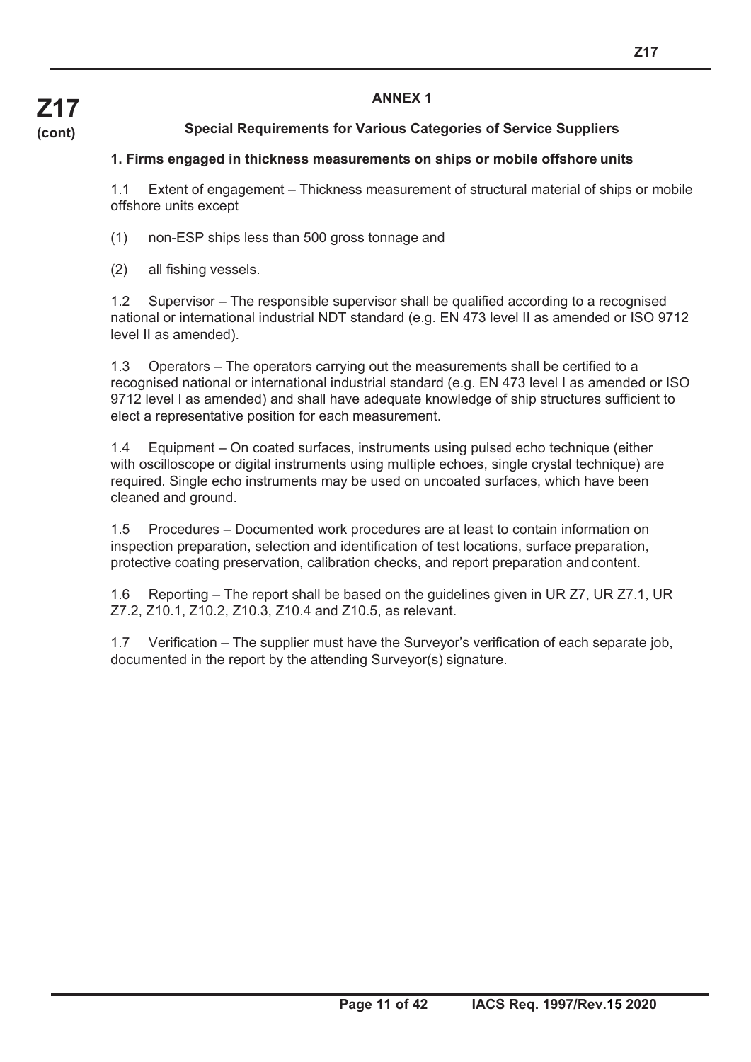## ANNEX 1

### Special Requirements for Various Categories of Service Suppliers

**1. Firms engaged in thickness measurements on ships or mobile offshore units**

1.1 Extent of engagement – Thickness measurement of structural material of ships or mobile offshore units except

(1) non-ESP ships less than 500 gross tonnage and

(2) all fishing vessels.

1.2 Supervisor – The responsible supervisor shall be qualified according to a recognised national or international industrial NDT standard (e.g. EN 473 level II as amended or ISO 9712 level II as amended).

1.3 Operators – The operators carrying out the measurements shall be certified to a recognised national or international industrial standard (e.g. EN 473 level I as amended or ISO 9712 level I as amended) and shall have adequate knowledge of ship structures sufficient to elect a representative position for each measurement.

1.4 Equipment – On coated surfaces, instruments using pulsed echo technique (either with oscilloscope or digital instruments using multiple echoes, single crystal technique) are required. Single echo instruments may be used on uncoated surfaces, which have been cleaned and ground.

1.5 Procedures – Documented work procedures are at least to contain information on inspection preparation, selection and identification of test locations, surface preparation, protective coating preservation, calibration checks, and report preparation and content.

1.6 Reporting – The report shall be based on the guidelines given in UR Z7, UR Z7.1, UR Z7.2, Z10.1, Z10.2, Z10.3, Z10.4 and Z10.5, as relevant.

1.7 Verification – The supplier must have the Surveyor's verification of each separate job, documented in the report by the attending Surveyor(s) signature.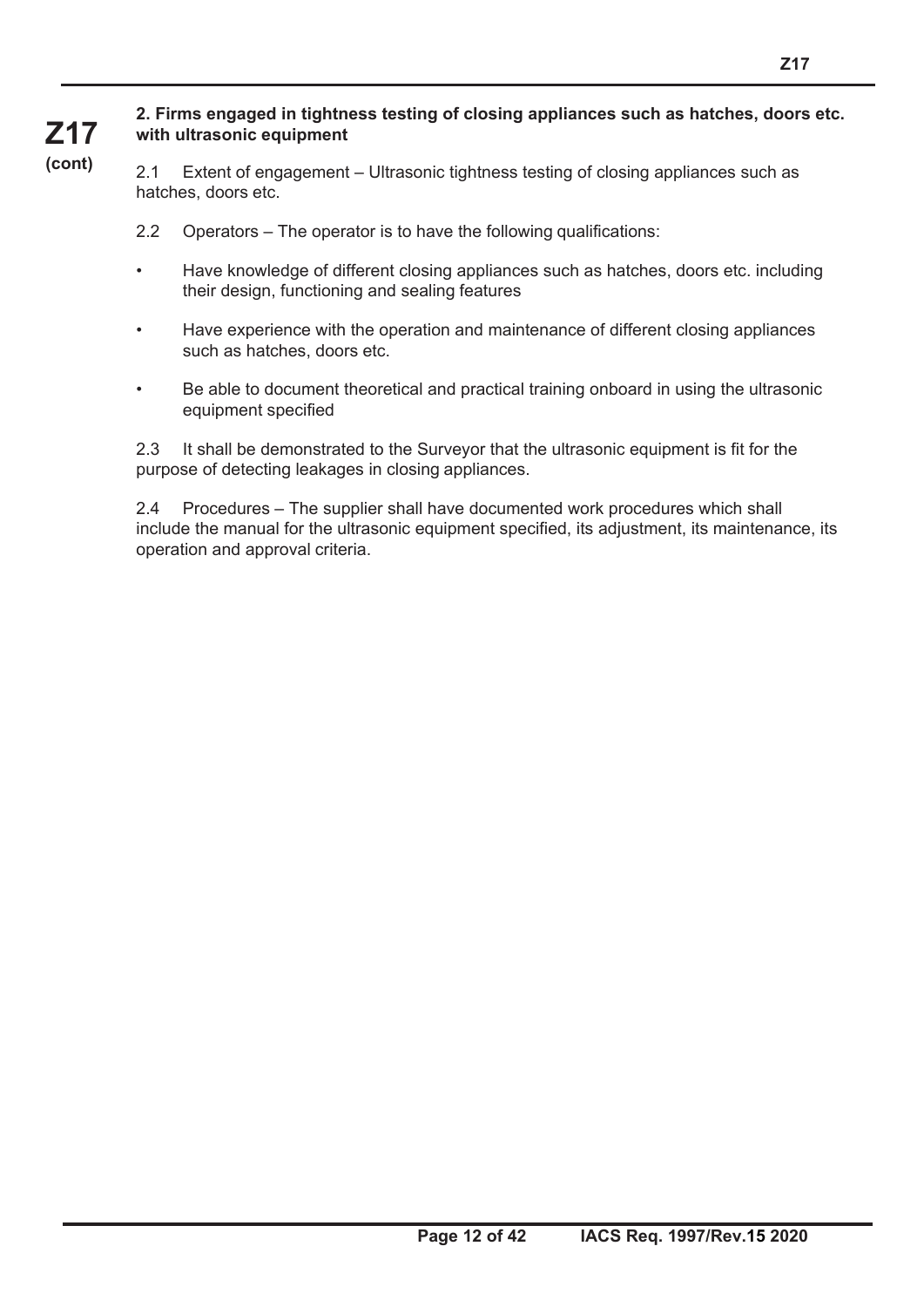**2. Firms engaged in tightness testing of closing appliances such as hatches, doors etc. with ultrasonic equipment**

2.1 Extent of engagement – Ultrasonic tightness testing of closing appliances such as hatches, doors etc.

2.2 Operators – The operator is to have the following qualifications:

- Have knowledge of different closing appliances such as hatches, doors etc. including their design, functioning and sealing features
- Have experience with the operation and maintenance of different closing appliances such as hatches, doors etc.
- Be able to document theoretical and practical training onboard in using the ultrasonic equipment specified

2.3 It shall be demonstrated to the Surveyor that the ultrasonic equipment is fit for the purpose of detecting leakages in closing appliances.

2.4 Procedures – The supplier shall have documented work procedures which shall include the manual for the ultrasonic equipment specified, its adjustment, its maintenance, its operation and approval criteria.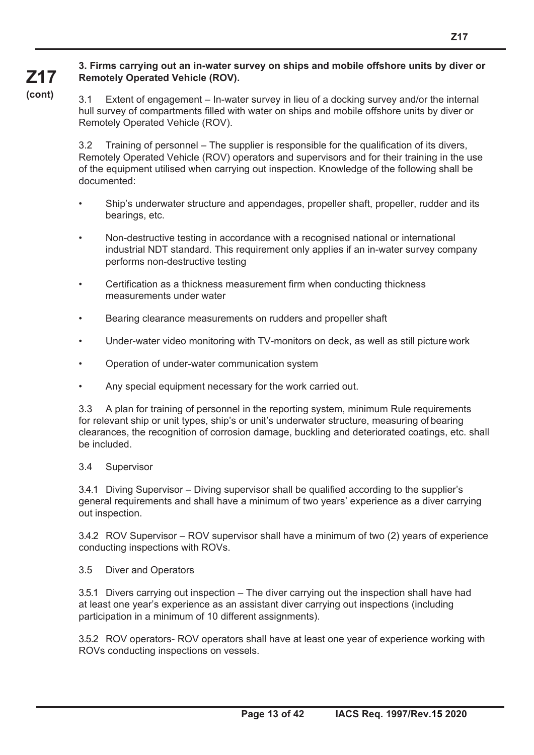**3. Firms carrying out an in-water survey on ships and mobile offshore units by diver or Remotely Operated Vehicle (ROV).**

3.1 Extent of engagement – In-water survey in lieu of a docking survey and/or the internal hull survey of compartments filled with water on ships and mobile offshore units by diver or Remotely Operated Vehicle (ROV).

3.2 Training of personnel – The supplier is responsible for the qualification of its divers, Remotely Operated Vehicle (ROV) operators and supervisors and for their training in the use of the equipment utilised when carrying out inspection. Knowledge of the following shall be documented:

- Ship's underwater structure and appendages, propeller shaft, propeller, rudder and its bearings, etc.
- Non-destructive testing in accordance with a recognised national or international industrial NDT standard. This requirement only applies if an in-water survey company performs non-destructive testing
- Certification as a thickness measurement firm when conducting thickness measurements under water
- Bearing clearance measurements on rudders and propeller shaft
- Under-water video monitoring with TV-monitors on deck, as well as still picture work
- Operation of under-water communication system
- Any special equipment necessary for the work carried out.

3.3 A plan for training of personnel in the reporting system, minimum Rule requirements for relevant ship or unit types, ship's or unit's underwater structure, measuring of bearing clearances, the recognition of corrosion damage, buckling and deteriorated coatings, etc. shall be included.

3.4 Supervisor

3.4.1 Diving Supervisor – Diving supervisor shall be qualified according to the supplier's general requirements and shall have a minimum of two years' experience as a diver carrying out inspection.

3.4.2 ROV Supervisor – ROV supervisor shall have a minimum of two (2) years of experience conducting inspections with ROVs.

3.5 Diver and Operators

3.5.1 Divers carrying out inspection – The diver carrying out the inspection shall have had at least one year's experience as an assistant diver carrying out inspections (including participation in a minimum of 10 different assignments).

3.5.2 ROV operators- ROV operators shall have at least one year of experience working with ROVs conducting inspections on vessels.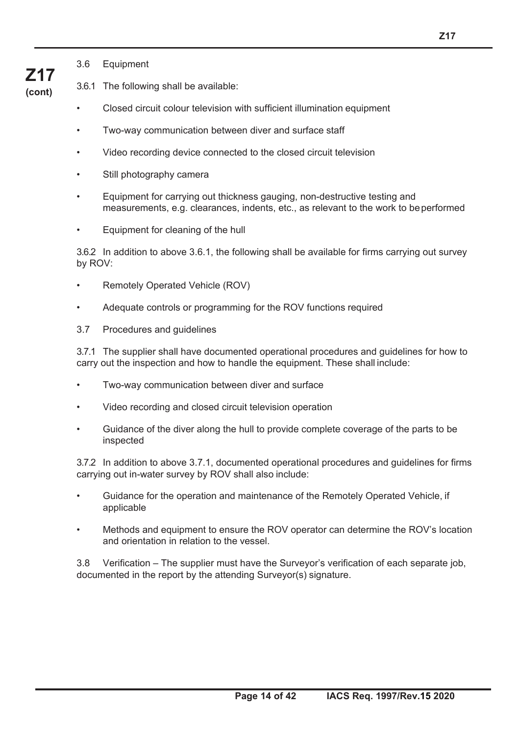### 3.6 Equipment

3.6.1 The following shall be available:

- Closed circuit colour television with sufficient illumination equipment
- Two-way communication between diver and surface staff
- Video recording device connected to the closed circuit television
- Still photography camera
- Equipment for carrying out thickness gauging, non-destructive testing and measurements, e.g. clearances, indents, etc., as relevant to the work to be performed
- Equipment for cleaning of the hull

3.6.2 In addition to above 3.6.1, the following shall be available for firms carrying out survey by ROV:

- Remotely Operated Vehicle (ROV)
- Adequate controls or programming for the ROV functions required

### 3.7 Procedures and guidelines

3.7.1 The supplier shall have documented operational procedures and guidelines for how to carry out the inspection and how to handle the equipment. These shall include:

- Two-way communication between diver and surface
- Video recording and closed circuit television operation
- Guidance of the diver along the hull to provide complete coverage of the parts to be inspected

3.7.2 In addition to above 3.7.1, documented operational procedures and guidelines for firms carrying out in-water survey by ROV shall also include:

- Guidance for the operation and maintenance of the Remotely Operated Vehicle, if applicable
- Methods and equipment to ensure the ROV operator can determine the ROV's location and orientation in relation to the vessel.

3.8 Verification – The supplier must have the Surveyor's verification of each separate job, documented in the report by the attending Surveyor(s) signature.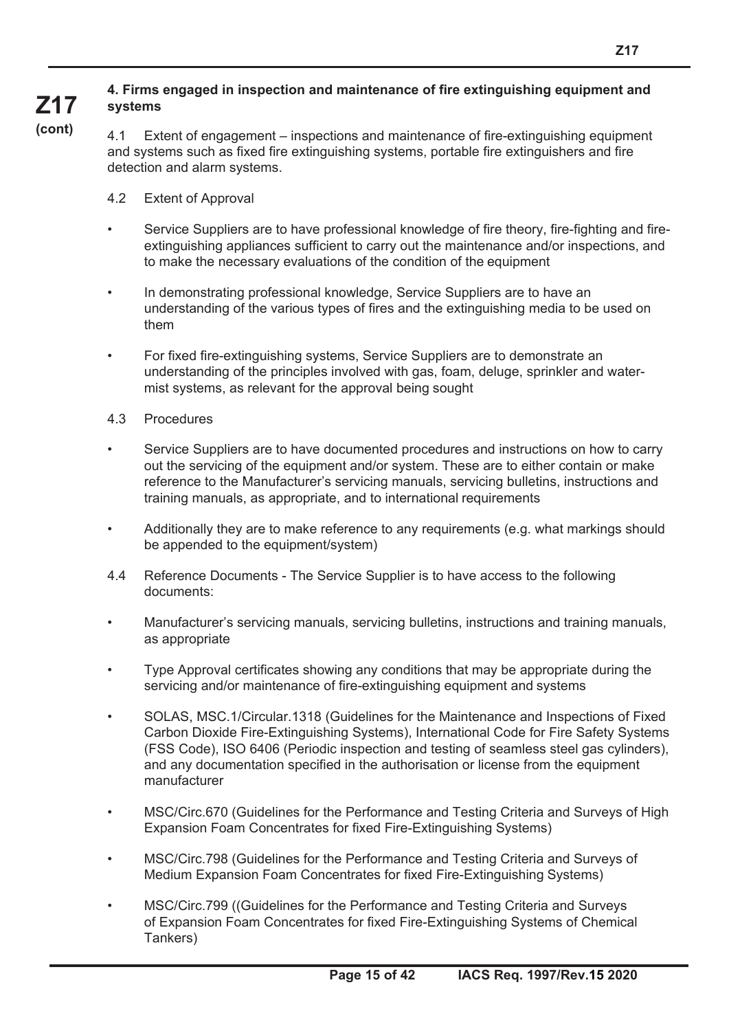### 4. Firms engaged in inspection and maintenance of fire extinguishing equipment and systems

4.1 Extent of engagement – inspections and maintenance of fire-extinguishing equipment and systems such as fixed fire extinguishing systems, portable fire extinguishers and fire detection and alarm systems.

4.2 Extent of Approval

- Service Suppliers are to have professional knowledge of fire theory, fire-fighting and fire-extinguishing appliances sufficient to carry out the maintenance and/or inspections, and to make the necessary evaluations of the condition of the equipment
- In demonstrating professional knowledge, Service Suppliers are to have an understanding of the various types of fires and the extinguishing media to be used on them
- For fixed fire-extinguishing systems, Service Suppliers are to demonstrate an understanding of the principles involved with gas, foam, deluge, sprinkler and water-mist systems, as relevant for the approval being sought

4.3 Procedures

- Service Suppliers are to have documented procedures and instructions on how to carry out the servicing of the equipment and/or system. These are to either contain or make reference to the Manufacturer's servicing manuals, servicing bulletins, instructions and training manuals, as appropriate, and to international requirements
- Additionally they are to make reference to any requirements (e.g. what markings should be appended to the equipment/system)

4.4 Reference Documents - The Service Supplier is to have access to the following documents:

- Manufacturer's servicing manuals, servicing bulletins, instructions and training manuals, as appropriate
- Type Approval certificates showing any conditions that may be appropriate during the servicing and/or maintenance of fire-extinguishing equipment and systems
- SOLAS, MSC.1/Circular.1318 (Guidelines for the Maintenance and Inspections of Fixed Carbon Dioxide Fire-Extinguishing Systems), International Code for Fire Safety Systems (FSS Code), ISO 6406 (Periodic inspection and testing of seamless steel gas cylinders), and any documentation specified in the authorisation or license from the equipment manufacturer
- MSC/Circ.670 (Guidelines for the Performance and Testing Criteria and Surveys of High Expansion Foam Concentrates for fixed Fire-Extinguishing Systems)
- MSC/Circ.798 (Guidelines for the Performance and Testing Criteria and Surveys of Medium Expansion Foam Concentrates for fixed Fire-Extinguishing Systems)
- MSC/Circ.799 ((Guidelines for the Performance and Testing Criteria and Surveys of Expansion Foam Concentrates for fixed Fire-Extinguishing Systems of Chemical Tankers)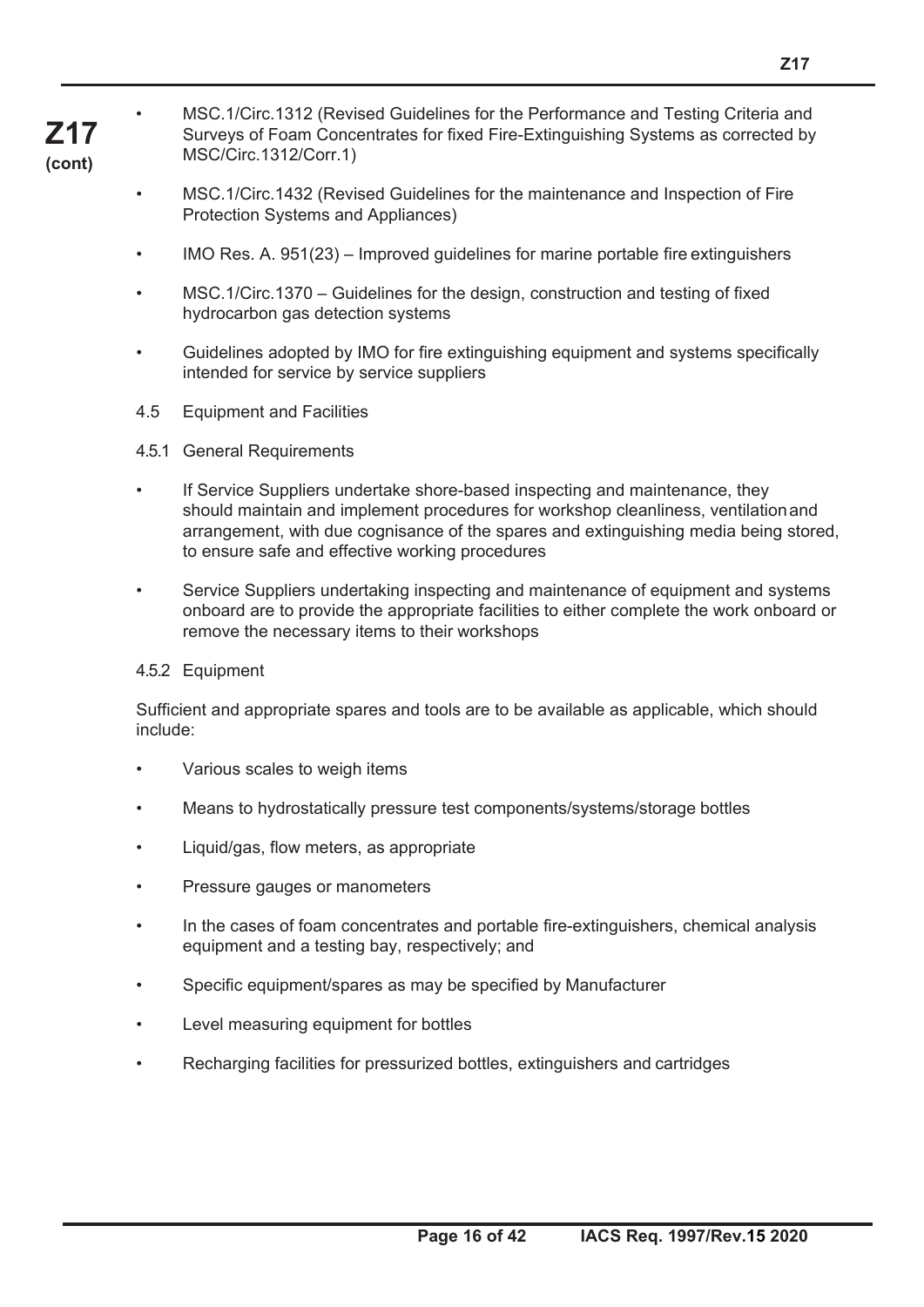- MSC.1/Circ.1312 (Revised Guidelines for the Performance and Testing Criteria and Surveys of Foam Concentrates for fixed Fire-Extinguishing Systems as corrected by MSC/Circ.1312/Corr.1)

- MSC.1/Circ.1432 (Revised Guidelines for the maintenance and Inspection of Fire Protection Systems and Appliances)

- IMO Res. A. 951(23) – Improved guidelines for marine portable fire extinguishers

- MSC.1/Circ.1370 – Guidelines for the design, construction and testing of fixed hydrocarbon gas detection systems

- Guidelines adopted by IMO for fire extinguishing equipment and systems specifically intended for service by service suppliers

4.5 Equipment and Facilities

4.5.1 General Requirements

- If Service Suppliers undertake shore-based inspecting and maintenance, they should maintain and implement procedures for workshop cleanliness, ventilation and arrangement, with due cognisance of the spares and extinguishing media being stored, to ensure safe and effective working procedures

- Service Suppliers undertaking inspecting and maintenance of equipment and systems onboard are to provide the appropriate facilities to either complete the work onboard or remove the necessary items to their workshops

4.5.2 Equipment

Sufficient and appropriate spares and tools are to be available as applicable, which should include:

- Various scales to weigh items

- Means to hydrostatically pressure test components/systems/storage bottles

- Liquid/gas, flow meters, as appropriate

- Pressure gauges or manometers

- In the cases of foam concentrates and portable fire-extinguishers, chemical analysis equipment and a testing bay, respectively; and

- Specific equipment/spares as may be specified by Manufacturer

- Level measuring equipment for bottles

- Recharging facilities for pressurized bottles, extinguishers and cartridges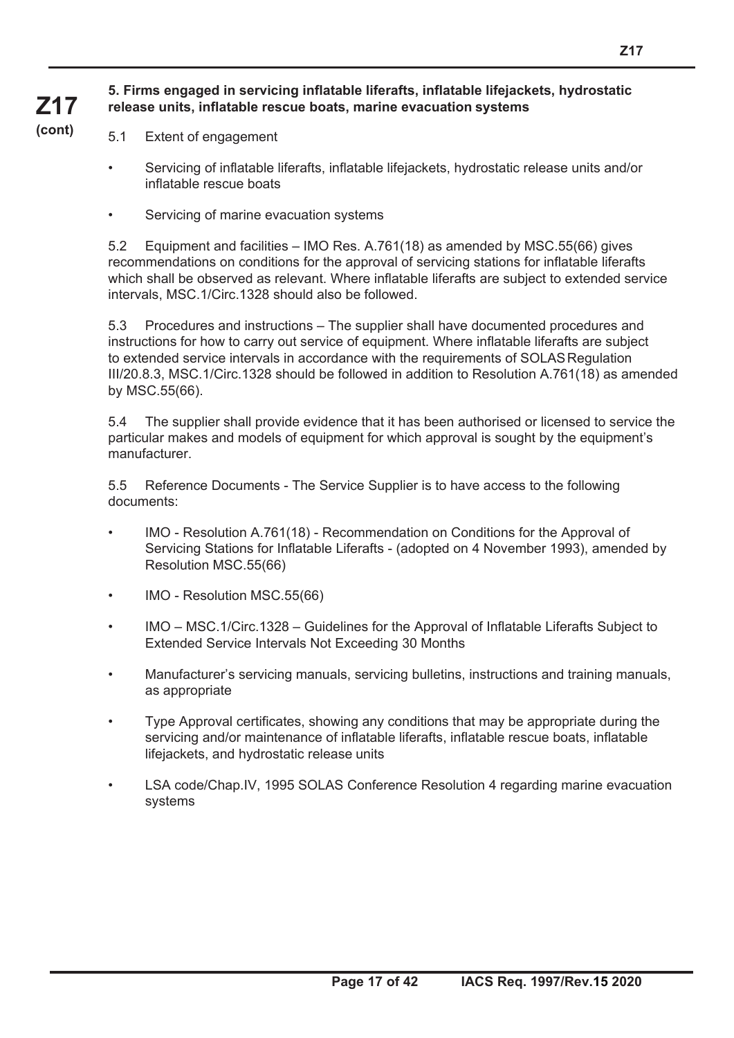### 5. Firms engaged in servicing inflatable liferafts, inflatable lifejackets, hydrostatic release units, inflatable rescue boats, marine evacuation systems

5.1 Extent of engagement

- Servicing of inflatable liferafts, inflatable lifejackets, hydrostatic release units and/or inflatable rescue boats
- Servicing of marine evacuation systems

5.2 Equipment and facilities – IMO Res. A.761(18) as amended by MSC.55(66) gives recommendations on conditions for the approval of servicing stations for inflatable liferafts which shall be observed as relevant. Where inflatable liferafts are subject to extended service intervals, MSC.1/Circ.1328 should also be followed.

5.3 Procedures and instructions – The supplier shall have documented procedures and instructions for how to carry out service of equipment. Where inflatable liferafts are subject to extended service intervals in accordance with the requirements of SOLAS Regulation III/20.8.3, MSC.1/Circ.1328 should be followed in addition to Resolution A.761(18) as amended by MSC.55(66).

5.4 The supplier shall provide evidence that it has been authorised or licensed to service the particular makes and models of equipment for which approval is sought by the equipment's manufacturer.

5.5 Reference Documents - The Service Supplier is to have access to the following documents:

- IMO - Resolution A.761(18) - Recommendation on Conditions for the Approval of Servicing Stations for Inflatable Liferafts - (adopted on 4 November 1993), amended by Resolution MSC.55(66)
- IMO - Resolution MSC.55(66)
- IMO – MSC.1/Circ.1328 – Guidelines for the Approval of Inflatable Liferafts Subject to Extended Service Intervals Not Exceeding 30 Months
- Manufacturer's servicing manuals, servicing bulletins, instructions and training manuals, as appropriate
- Type Approval certificates, showing any conditions that may be appropriate during the servicing and/or maintenance of inflatable liferafts, inflatable rescue boats, inflatable lifejackets, and hydrostatic release units
- LSA code/Chap.IV, 1995 SOLAS Conference Resolution 4 regarding marine evacuation systems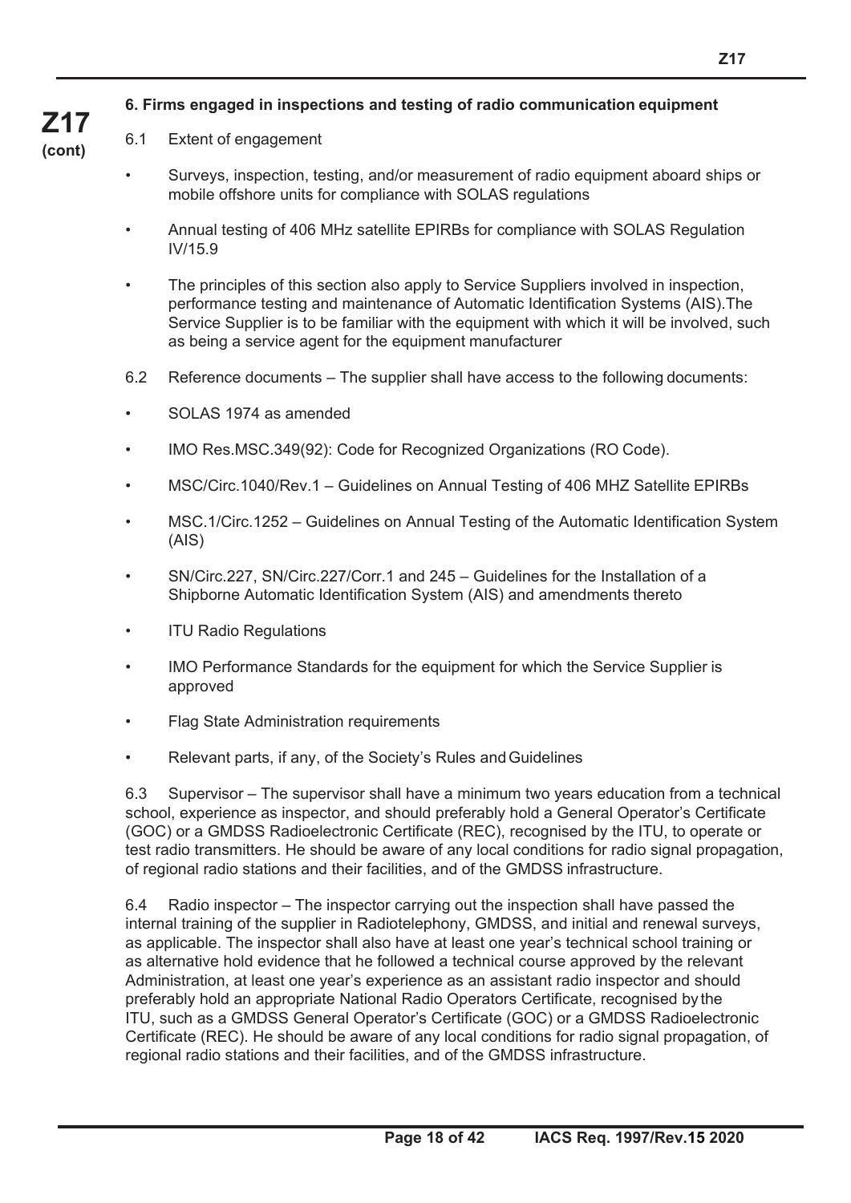### 6. Firms engaged in inspections and testing of radio communication equipment

6.1 Extent of engagement

- Surveys, inspection, testing, and/or measurement of radio equipment aboard ships or mobile offshore units for compliance with SOLAS regulations
- Annual testing of 406 MHz satellite EPIRBs for compliance with SOLAS Regulation IV/15.9
- The principles of this section also apply to Service Suppliers involved in inspection, performance testing and maintenance of Automatic Identification Systems (AIS).The Service Supplier is to be familiar with the equipment with which it will be involved, such as being a service agent for the equipment manufacturer

6.2 Reference documents – The supplier shall have access to the following documents:

- SOLAS 1974 as amended
- IMO Res.MSC.349(92): Code for Recognized Organizations (RO Code).
- MSC/Circ.1040/Rev.1 – Guidelines on Annual Testing of 406 MHZ Satellite EPIRBs
- MSC.1/Circ.1252 – Guidelines on Annual Testing of the Automatic Identification System (AIS)
- SN/Circ.227, SN/Circ.227/Corr.1 and 245 – Guidelines for the Installation of a Shipborne Automatic Identification System (AIS) and amendments thereto
- ITU Radio Regulations
- IMO Performance Standards for the equipment for which the Service Supplier is approved
- Flag State Administration requirements
- Relevant parts, if any, of the Society's Rules and Guidelines

6.3 Supervisor – The supervisor shall have a minimum two years education from a technical school, experience as inspector, and should preferably hold a General Operator's Certificate (GOC) or a GMDSS Radioelectronic Certificate (REC), recognised by the ITU, to operate or test radio transmitters. He should be aware of any local conditions for radio signal propagation, of regional radio stations and their facilities, and of the GMDSS infrastructure.

6.4 Radio inspector – The inspector carrying out the inspection shall have passed the internal training of the supplier in Radiotelephony, GMDSS, and initial and renewal surveys, as applicable. The inspector shall also have at least one year's technical school training or as alternative hold evidence that he followed a technical course approved by the relevant Administration, at least one year's experience as an assistant radio inspector and should preferably hold an appropriate National Radio Operators Certificate, recognised by the ITU, such as a GMDSS General Operator's Certificate (GOC) or a GMDSS Radioelectronic Certificate (REC). He should be aware of any local conditions for radio signal propagation, of regional radio stations and their facilities, and of the GMDSS infrastructure.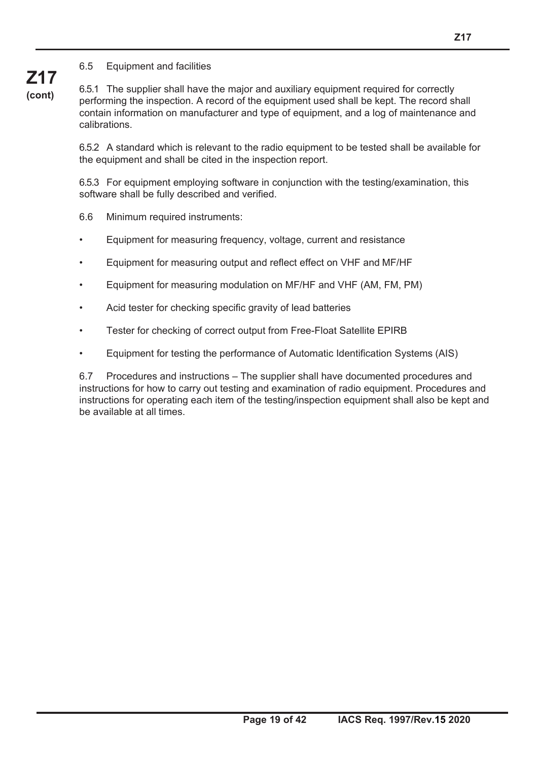6.5 Equipment and facilities

6.5.1 The supplier shall have the major and auxiliary equipment required for correctly performing the inspection. A record of the equipment used shall be kept. The record shall contain information on manufacturer and type of equipment, and a log of maintenance and calibrations.

6.5.2 A standard which is relevant to the radio equipment to be tested shall be available for the equipment and shall be cited in the inspection report.

6.5.3 For equipment employing software in conjunction with the testing/examination, this software shall be fully described and verified.

6.6 Minimum required instruments:

- Equipment for measuring frequency, voltage, current and resistance
- Equipment for measuring output and reflect effect on VHF and MF/HF
- Equipment for measuring modulation on MF/HF and VHF (AM, FM, PM)
- Acid tester for checking specific gravity of lead batteries
- Tester for checking of correct output from Free-Float Satellite EPIRB
- Equipment for testing the performance of Automatic Identification Systems (AIS)

6.7 Procedures and instructions – The supplier shall have documented procedures and instructions for how to carry out testing and examination of radio equipment. Procedures and instructions for operating each item of the testing/inspection equipment shall also be kept and be available at all times.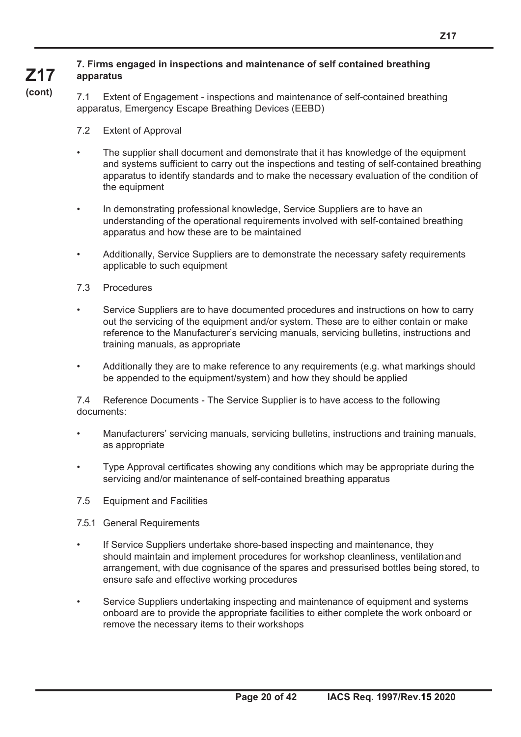**7. Firms engaged in inspections and maintenance of self contained breathing apparatus**

7.1 Extent of Engagement - inspections and maintenance of self-contained breathing apparatus, Emergency Escape Breathing Devices (EEBD)

7.2 Extent of Approval

- The supplier shall document and demonstrate that it has knowledge of the equipment and systems sufficient to carry out the inspections and testing of self-contained breathing apparatus to identify standards and to make the necessary evaluation of the condition of the equipment
- In demonstrating professional knowledge, Service Suppliers are to have an understanding of the operational requirements involved with self-contained breathing apparatus and how these are to be maintained
- Additionally, Service Suppliers are to demonstrate the necessary safety requirements applicable to such equipment

7.3 Procedures

- Service Suppliers are to have documented procedures and instructions on how to carry out the servicing of the equipment and/or system. These are to either contain or make reference to the Manufacturer's servicing manuals, servicing bulletins, instructions and training manuals, as appropriate
- Additionally they are to make reference to any requirements (e.g. what markings should be appended to the equipment/system) and how they should be applied

7.4 Reference Documents - The Service Supplier is to have access to the following documents:

- Manufacturers' servicing manuals, servicing bulletins, instructions and training manuals, as appropriate
- Type Approval certificates showing any conditions which may be appropriate during the servicing and/or maintenance of self-contained breathing apparatus

7.5 Equipment and Facilities

7.5.1 General Requirements

- If Service Suppliers undertake shore-based inspecting and maintenance, they should maintain and implement procedures for workshop cleanliness, ventilation and arrangement, with due cognisance of the spares and pressurised bottles being stored, to ensure safe and effective working procedures
- Service Suppliers undertaking inspecting and maintenance of equipment and systems onboard are to provide the appropriate facilities to either complete the work onboard or remove the necessary items to their workshops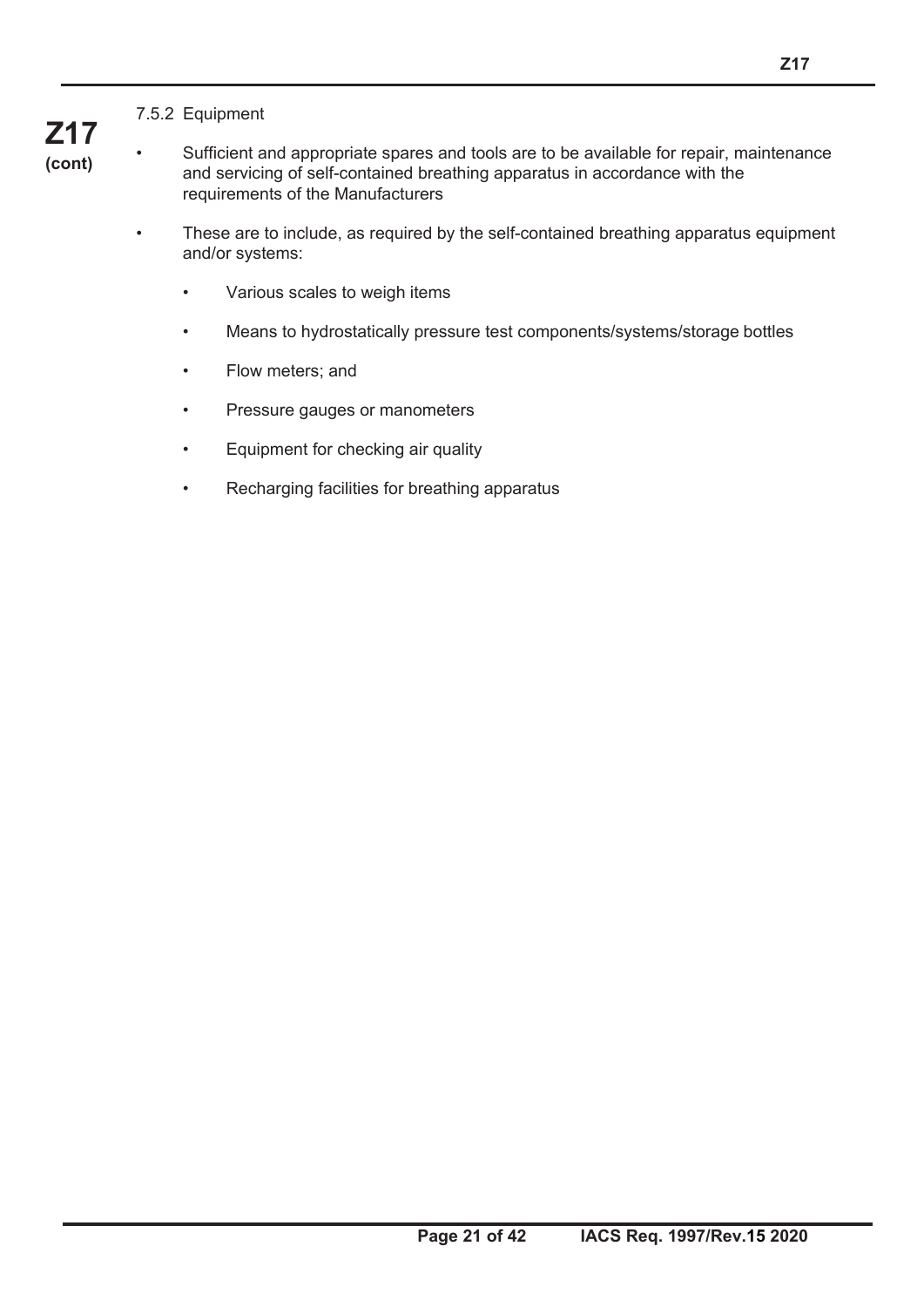#### 7.5.2 Equipment

- Sufficient and appropriate spares and tools are to be available for repair, maintenance and servicing of self-contained breathing apparatus in accordance with the requirements of the Manufacturers

- These are to include, as required by the self-contained breathing apparatus equipment and/or systems:

  - Various scales to weigh items
  - Means to hydrostatically pressure test components/systems/storage bottles
  - Flow meters; and
  - Pressure gauges or manometers
  - Equipment for checking air quality
  - Recharging facilities for breathing apparatus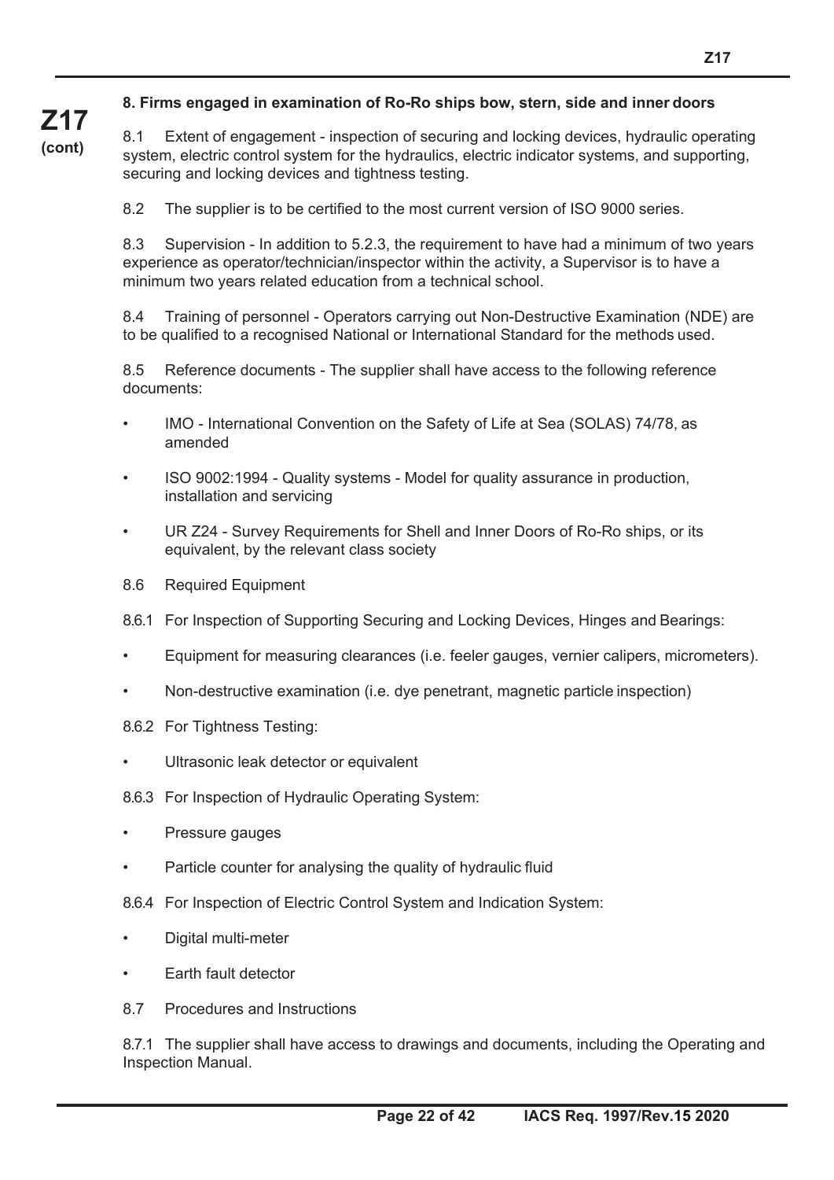## 8. Firms engaged in examination of Ro-Ro ships bow, stern, side and inner doors

8.1 Extent of engagement - inspection of securing and locking devices, hydraulic operating system, electric control system for the hydraulics, electric indicator systems, and supporting, securing and locking devices and tightness testing.

8.2 The supplier is to be certified to the most current version of ISO 9000 series.

8.3 Supervision - In addition to 5.2.3, the requirement to have had a minimum of two years experience as operator/technician/inspector within the activity, a Supervisor is to have a minimum two years related education from a technical school.

8.4 Training of personnel - Operators carrying out Non-Destructive Examination (NDE) are to be qualified to a recognised National or International Standard for the methods used.

8.5 Reference documents - The supplier shall have access to the following reference documents:

- IMO - International Convention on the Safety of Life at Sea (SOLAS) 74/78, as amended
- ISO 9002:1994 - Quality systems - Model for quality assurance in production, installation and servicing
- UR Z24 - Survey Requirements for Shell and Inner Doors of Ro-Ro ships, or its equivalent, by the relevant class society

8.6 Required Equipment

8.6.1 For Inspection of Supporting Securing and Locking Devices, Hinges and Bearings:

- Equipment for measuring clearances (i.e. feeler gauges, vernier calipers, micrometers).
- Non-destructive examination (i.e. dye penetrant, magnetic particle inspection)

8.6.2 For Tightness Testing:

- Ultrasonic leak detector or equivalent

8.6.3 For Inspection of Hydraulic Operating System:

- Pressure gauges
- Particle counter for analysing the quality of hydraulic fluid

8.6.4 For Inspection of Electric Control System and Indication System:

- Digital multi-meter
- Earth fault detector

8.7 Procedures and Instructions

8.7.1 The supplier shall have access to drawings and documents, including the Operating and Inspection Manual.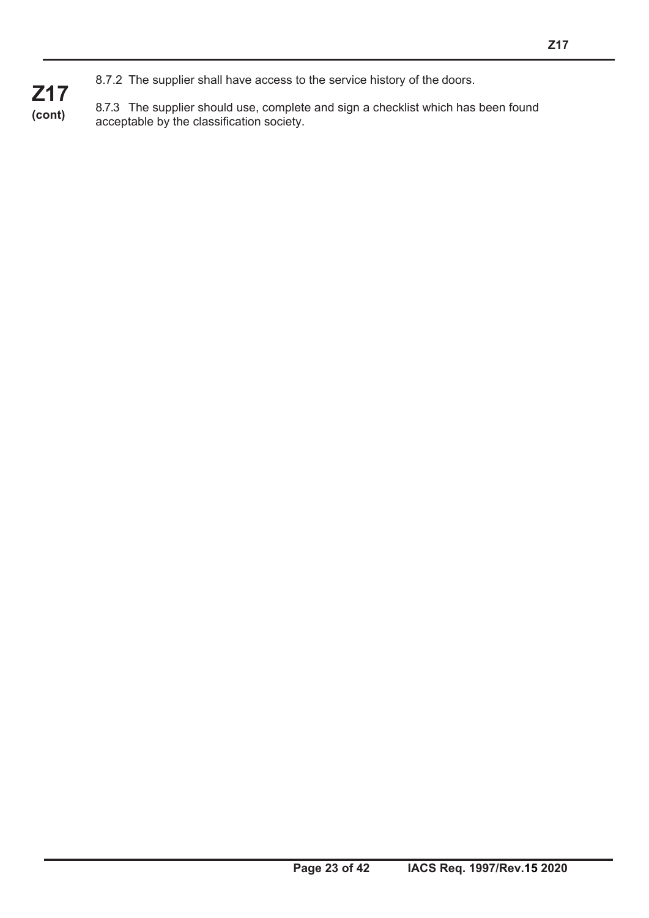8.7.2 The supplier shall have access to the service history of the doors.

8.7.3 The supplier should use, complete and sign a checklist which has been found acceptable by the classification society.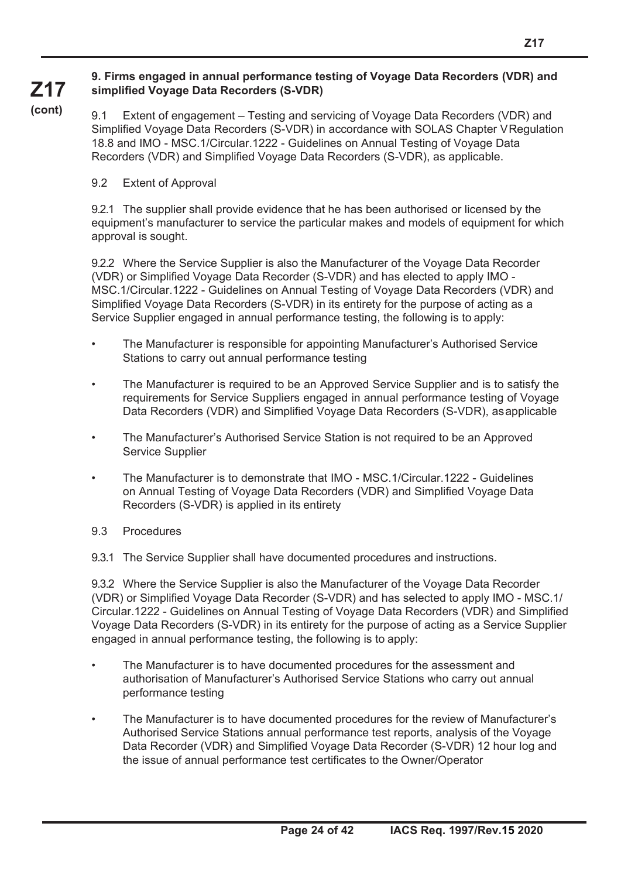### 9. Firms engaged in annual performance testing of Voyage Data Recorders (VDR) and simplified Voyage Data Recorders (S-VDR)

9.1 Extent of engagement – Testing and servicing of Voyage Data Recorders (VDR) and Simplified Voyage Data Recorders (S-VDR) in accordance with SOLAS Chapter V Regulation 18.8 and IMO - MSC.1/Circular.1222 - Guidelines on Annual Testing of Voyage Data Recorders (VDR) and Simplified Voyage Data Recorders (S-VDR), as applicable.

9.2 Extent of Approval

9.2.1 The supplier shall provide evidence that he has been authorised or licensed by the equipment's manufacturer to service the particular makes and models of equipment for which approval is sought.

9.2.2 Where the Service Supplier is also the Manufacturer of the Voyage Data Recorder (VDR) or Simplified Voyage Data Recorder (S-VDR) and has elected to apply IMO - MSC.1/Circular.1222 - Guidelines on Annual Testing of Voyage Data Recorders (VDR) and Simplified Voyage Data Recorders (S-VDR) in its entirety for the purpose of acting as a Service Supplier engaged in annual performance testing, the following is to apply:

- The Manufacturer is responsible for appointing Manufacturer's Authorised Service Stations to carry out annual performance testing
- The Manufacturer is required to be an Approved Service Supplier and is to satisfy the requirements for Service Suppliers engaged in annual performance testing of Voyage Data Recorders (VDR) and Simplified Voyage Data Recorders (S-VDR), as applicable
- The Manufacturer's Authorised Service Station is not required to be an Approved Service Supplier
- The Manufacturer is to demonstrate that IMO - MSC.1/Circular.1222 - Guidelines on Annual Testing of Voyage Data Recorders (VDR) and Simplified Voyage Data Recorders (S-VDR) is applied in its entirety

9.3 Procedures

9.3.1 The Service Supplier shall have documented procedures and instructions.

9.3.2 Where the Service Supplier is also the Manufacturer of the Voyage Data Recorder (VDR) or Simplified Voyage Data Recorder (S-VDR) and has selected to apply IMO - MSC.1/Circular.1222 - Guidelines on Annual Testing of Voyage Data Recorders (VDR) and Simplified Voyage Data Recorders (S-VDR) in its entirety for the purpose of acting as a Service Supplier engaged in annual performance testing, the following is to apply:

- The Manufacturer is to have documented procedures for the assessment and authorisation of Manufacturer's Authorised Service Stations who carry out annual performance testing
- The Manufacturer is to have documented procedures for the review of Manufacturer's Authorised Service Stations annual performance test reports, analysis of the Voyage Data Recorder (VDR) and Simplified Voyage Data Recorder (S-VDR) 12 hour log and the issue of annual performance test certificates to the Owner/Operator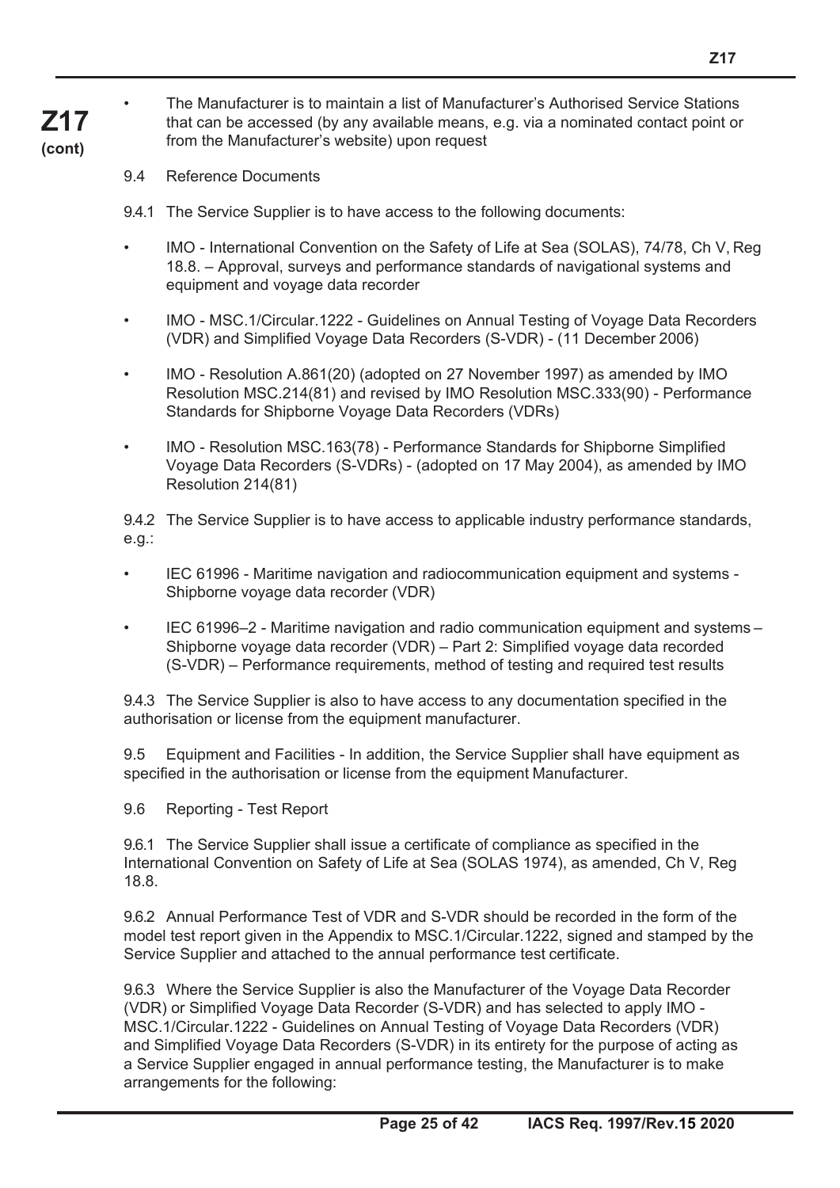- The Manufacturer is to maintain a list of Manufacturer's Authorised Service Stations that can be accessed (by any available means, e.g. via a nominated contact point or from the Manufacturer's website) upon request

9.4 Reference Documents

9.4.1 The Service Supplier is to have access to the following documents:

- IMO - International Convention on the Safety of Life at Sea (SOLAS), 74/78, Ch V, Reg 18.8. – Approval, surveys and performance standards of navigational systems and equipment and voyage data recorder
- IMO - MSC.1/Circular.1222 - Guidelines on Annual Testing of Voyage Data Recorders (VDR) and Simplified Voyage Data Recorders (S-VDR) - (11 December 2006)
- IMO - Resolution A.861(20) (adopted on 27 November 1997) as amended by IMO Resolution MSC.214(81) and revised by IMO Resolution MSC.333(90) - Performance Standards for Shipborne Voyage Data Recorders (VDRs)
- IMO - Resolution MSC.163(78) - Performance Standards for Shipborne Simplified Voyage Data Recorders (S-VDRs) - (adopted on 17 May 2004), as amended by IMO Resolution 214(81)

9.4.2 The Service Supplier is to have access to applicable industry performance standards, e.g.:

- IEC 61996 - Maritime navigation and radiocommunication equipment and systems - Shipborne voyage data recorder (VDR)
- IEC 61996–2 - Maritime navigation and radio communication equipment and systems – Shipborne voyage data recorder (VDR) – Part 2: Simplified voyage data recorded (S-VDR) – Performance requirements, method of testing and required test results

9.4.3 The Service Supplier is also to have access to any documentation specified in the authorisation or license from the equipment manufacturer.

9.5 Equipment and Facilities - In addition, the Service Supplier shall have equipment as specified in the authorisation or license from the equipment Manufacturer.

9.6 Reporting - Test Report

9.6.1 The Service Supplier shall issue a certificate of compliance as specified in the International Convention on Safety of Life at Sea (SOLAS 1974), as amended, Ch V, Reg 18.8.

9.6.2 Annual Performance Test of VDR and S-VDR should be recorded in the form of the model test report given in the Appendix to MSC.1/Circular.1222, signed and stamped by the Service Supplier and attached to the annual performance test certificate.

9.6.3 Where the Service Supplier is also the Manufacturer of the Voyage Data Recorder (VDR) or Simplified Voyage Data Recorder (S-VDR) and has selected to apply IMO - MSC.1/Circular.1222 - Guidelines on Annual Testing of Voyage Data Recorders (VDR) and Simplified Voyage Data Recorders (S-VDR) in its entirety for the purpose of acting as a Service Supplier engaged in annual performance testing, the Manufacturer is to make arrangements for the following: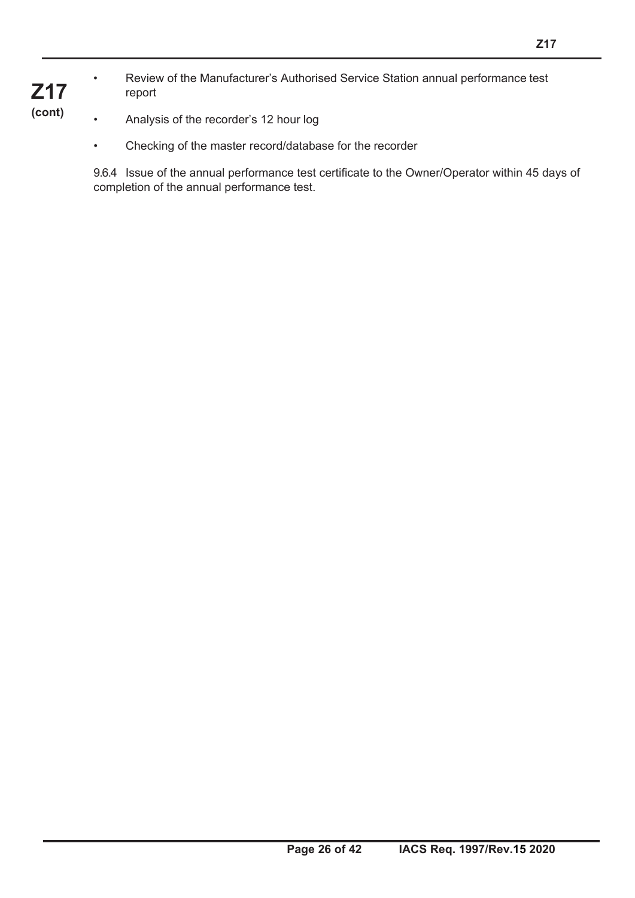- Review of the Manufacturer's Authorised Service Station annual performance test report

- Analysis of the recorder's 12 hour log

- Checking of the master record/database for the recorder

9.6.4 Issue of the annual performance test certificate to the Owner/Operator within 45 days of completion of the annual performance test.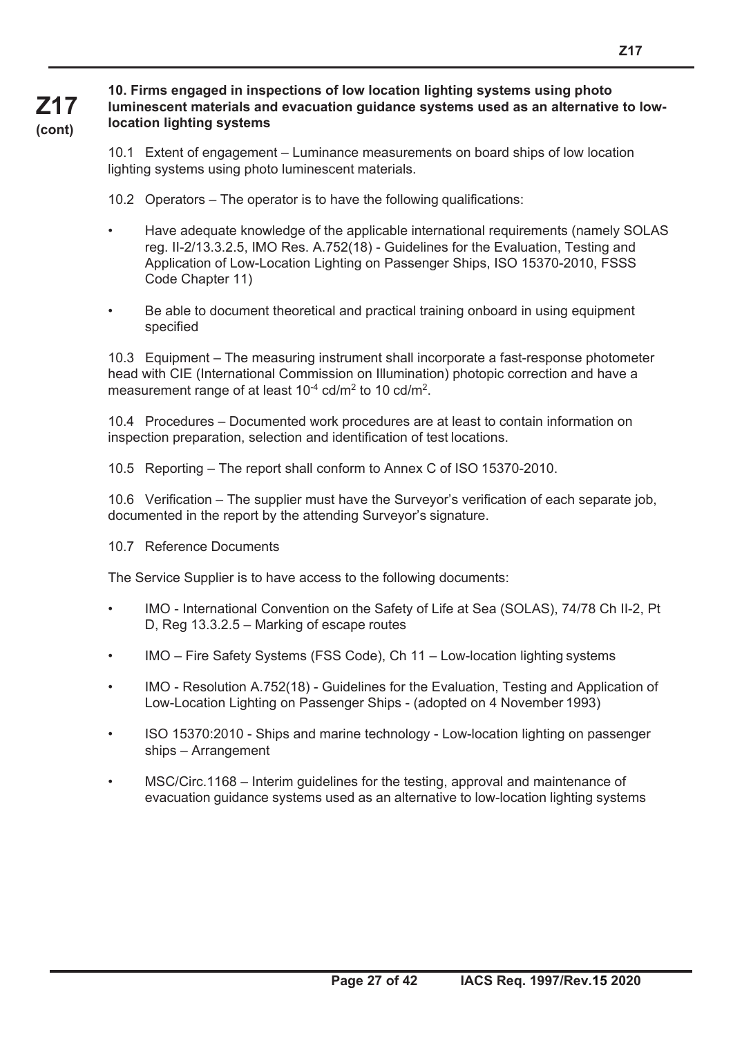### 10. Firms engaged in inspections of low location lighting systems using photo luminescent materials and evacuation guidance systems used as an alternative to low-location lighting systems

10.1 Extent of engagement – Luminance measurements on board ships of low location lighting systems using photo luminescent materials.

10.2 Operators – The operator is to have the following qualifications:

- Have adequate knowledge of the applicable international requirements (namely SOLAS reg. II-2/13.3.2.5, IMO Res. A.752(18) - Guidelines for the Evaluation, Testing and Application of Low-Location Lighting on Passenger Ships, ISO 15370-2010, FSSS Code Chapter 11)
- Be able to document theoretical and practical training onboard in using equipment specified

10.3 Equipment – The measuring instrument shall incorporate a fast-response photometer head with CIE (International Commission on Illumination) photopic correction and have a measurement range of at least $10^{-4}$ cd/m$^2$ to 10 cd/m$^2$.

10.4 Procedures – Documented work procedures are at least to contain information on inspection preparation, selection and identification of test locations.

10.5 Reporting – The report shall conform to Annex C of ISO 15370-2010.

10.6 Verification – The supplier must have the Surveyor's verification of each separate job, documented in the report by the attending Surveyor's signature.

10.7 Reference Documents

The Service Supplier is to have access to the following documents:

- IMO - International Convention on the Safety of Life at Sea (SOLAS), 74/78 Ch II-2, Pt D, Reg 13.3.2.5 – Marking of escape routes
- IMO – Fire Safety Systems (FSS Code), Ch 11 – Low-location lighting systems
- IMO - Resolution A.752(18) - Guidelines for the Evaluation, Testing and Application of Low-Location Lighting on Passenger Ships - (adopted on 4 November 1993)
- ISO 15370:2010 - Ships and marine technology - Low-location lighting on passenger ships – Arrangement
- MSC/Circ.1168 – Interim guidelines for the testing, approval and maintenance of evacuation guidance systems used as an alternative to low-location lighting systems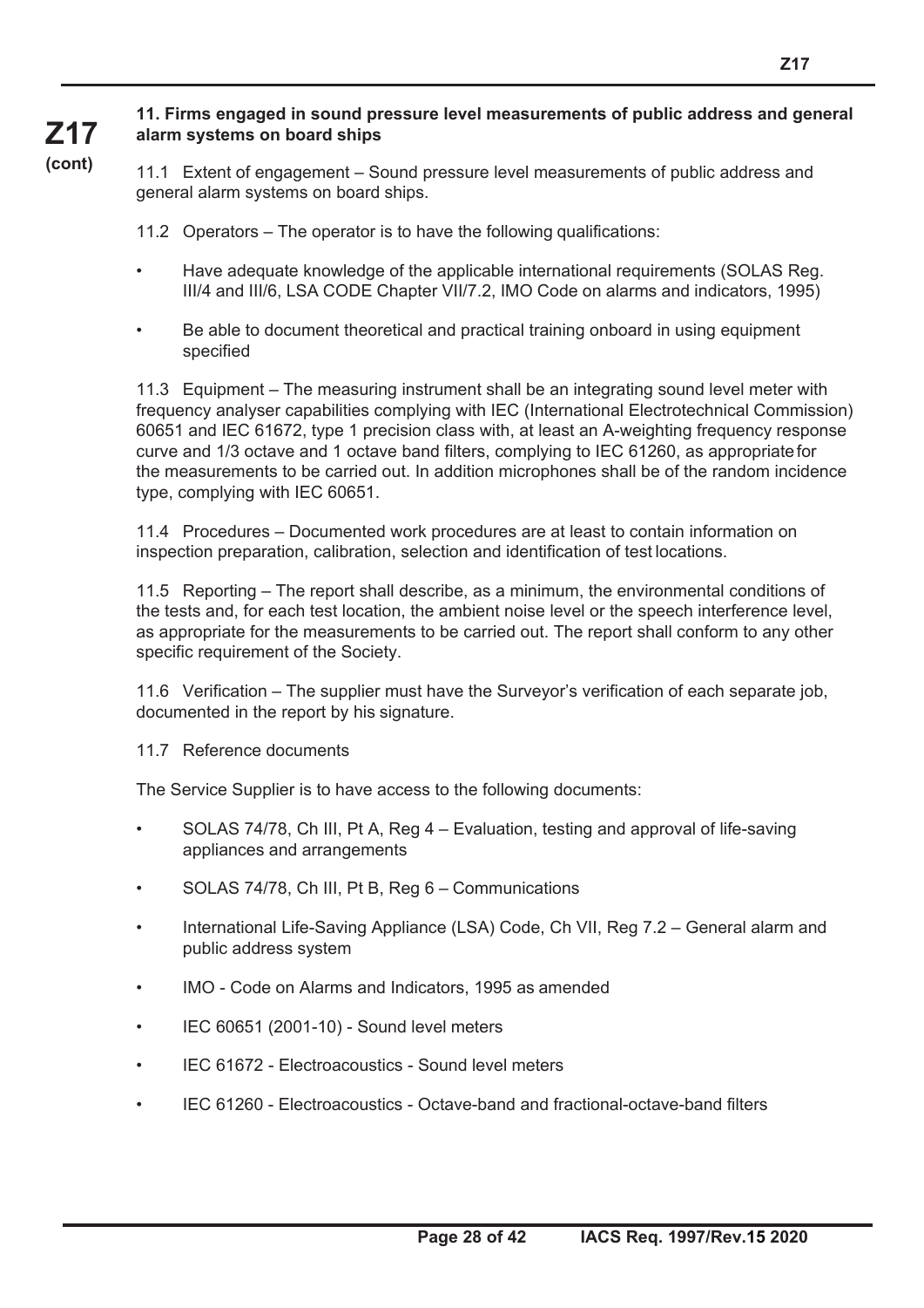### 11. Firms engaged in sound pressure level measurements of public address and general alarm systems on board ships

11.1 Extent of engagement – Sound pressure level measurements of public address and general alarm systems on board ships.

11.2 Operators – The operator is to have the following qualifications:

- Have adequate knowledge of the applicable international requirements (SOLAS Reg. III/4 and III/6, LSA CODE Chapter VII/7.2, IMO Code on alarms and indicators, 1995)
- Be able to document theoretical and practical training onboard in using equipment specified

11.3 Equipment – The measuring instrument shall be an integrating sound level meter with frequency analyser capabilities complying with IEC (International Electrotechnical Commission) 60651 and IEC 61672, type 1 precision class with, at least an A-weighting frequency response curve and 1/3 octave and 1 octave band filters, complying to IEC 61260, as appropriate for the measurements to be carried out. In addition microphones shall be of the random incidence type, complying with IEC 60651.

11.4 Procedures – Documented work procedures are at least to contain information on inspection preparation, calibration, selection and identification of test locations.

11.5 Reporting – The report shall describe, as a minimum, the environmental conditions of the tests and, for each test location, the ambient noise level or the speech interference level, as appropriate for the measurements to be carried out. The report shall conform to any other specific requirement of the Society.

11.6 Verification – The supplier must have the Surveyor's verification of each separate job, documented in the report by his signature.

11.7 Reference documents

The Service Supplier is to have access to the following documents:

- SOLAS 74/78, Ch III, Pt A, Reg 4 – Evaluation, testing and approval of life-saving appliances and arrangements
- SOLAS 74/78, Ch III, Pt B, Reg 6 – Communications
- International Life-Saving Appliance (LSA) Code, Ch VII, Reg 7.2 – General alarm and public address system
- IMO - Code on Alarms and Indicators, 1995 as amended
- IEC 60651 (2001-10) - Sound level meters
- IEC 61672 - Electroacoustics - Sound level meters
- IEC 61260 - Electroacoustics - Octave-band and fractional-octave-band filters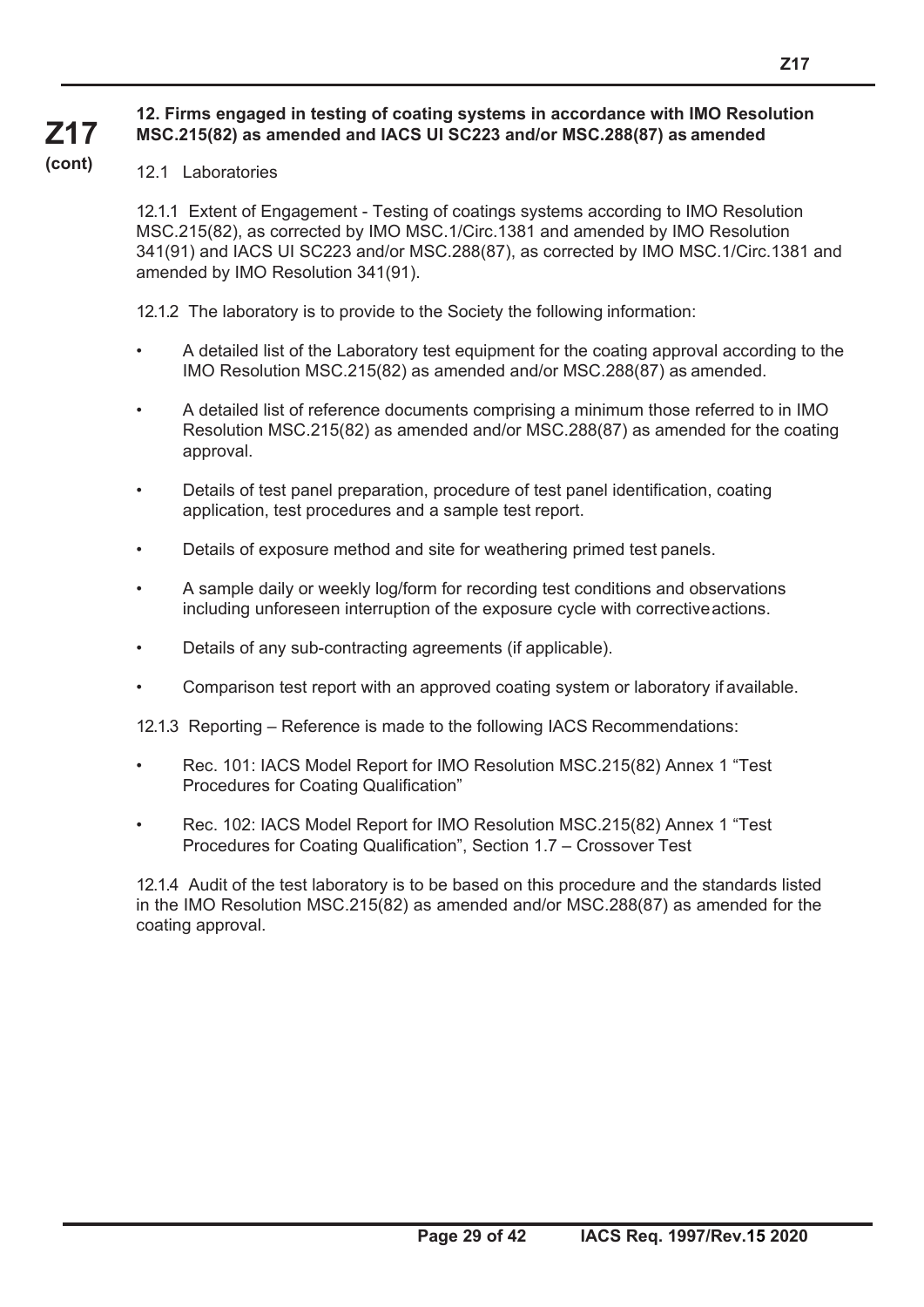### 12. Firms engaged in testing of coating systems in accordance with IMO Resolution MSC.215(82) as amended and IACS UI SC223 and/or MSC.288(87) as amended

12.1 Laboratories

12.1.1 Extent of Engagement - Testing of coatings systems according to IMO Resolution MSC.215(82), as corrected by IMO MSC.1/Circ.1381 and amended by IMO Resolution 341(91) and IACS UI SC223 and/or MSC.288(87), as corrected by IMO MSC.1/Circ.1381 and amended by IMO Resolution 341(91).

12.1.2 The laboratory is to provide to the Society the following information:

- A detailed list of the Laboratory test equipment for the coating approval according to the IMO Resolution MSC.215(82) as amended and/or MSC.288(87) as amended.
- A detailed list of reference documents comprising a minimum those referred to in IMO Resolution MSC.215(82) as amended and/or MSC.288(87) as amended for the coating approval.
- Details of test panel preparation, procedure of test panel identification, coating application, test procedures and a sample test report.
- Details of exposure method and site for weathering primed test panels.
- A sample daily or weekly log/form for recording test conditions and observations including unforeseen interruption of the exposure cycle with corrective actions.
- Details of any sub-contracting agreements (if applicable).
- Comparison test report with an approved coating system or laboratory if available.

12.1.3 Reporting – Reference is made to the following IACS Recommendations:

- Rec. 101: IACS Model Report for IMO Resolution MSC.215(82) Annex 1 "Test Procedures for Coating Qualification"
- Rec. 102: IACS Model Report for IMO Resolution MSC.215(82) Annex 1 "Test Procedures for Coating Qualification", Section 1.7 – Crossover Test

12.1.4 Audit of the test laboratory is to be based on this procedure and the standards listed in the IMO Resolution MSC.215(82) as amended and/or MSC.288(87) as amended for the coating approval.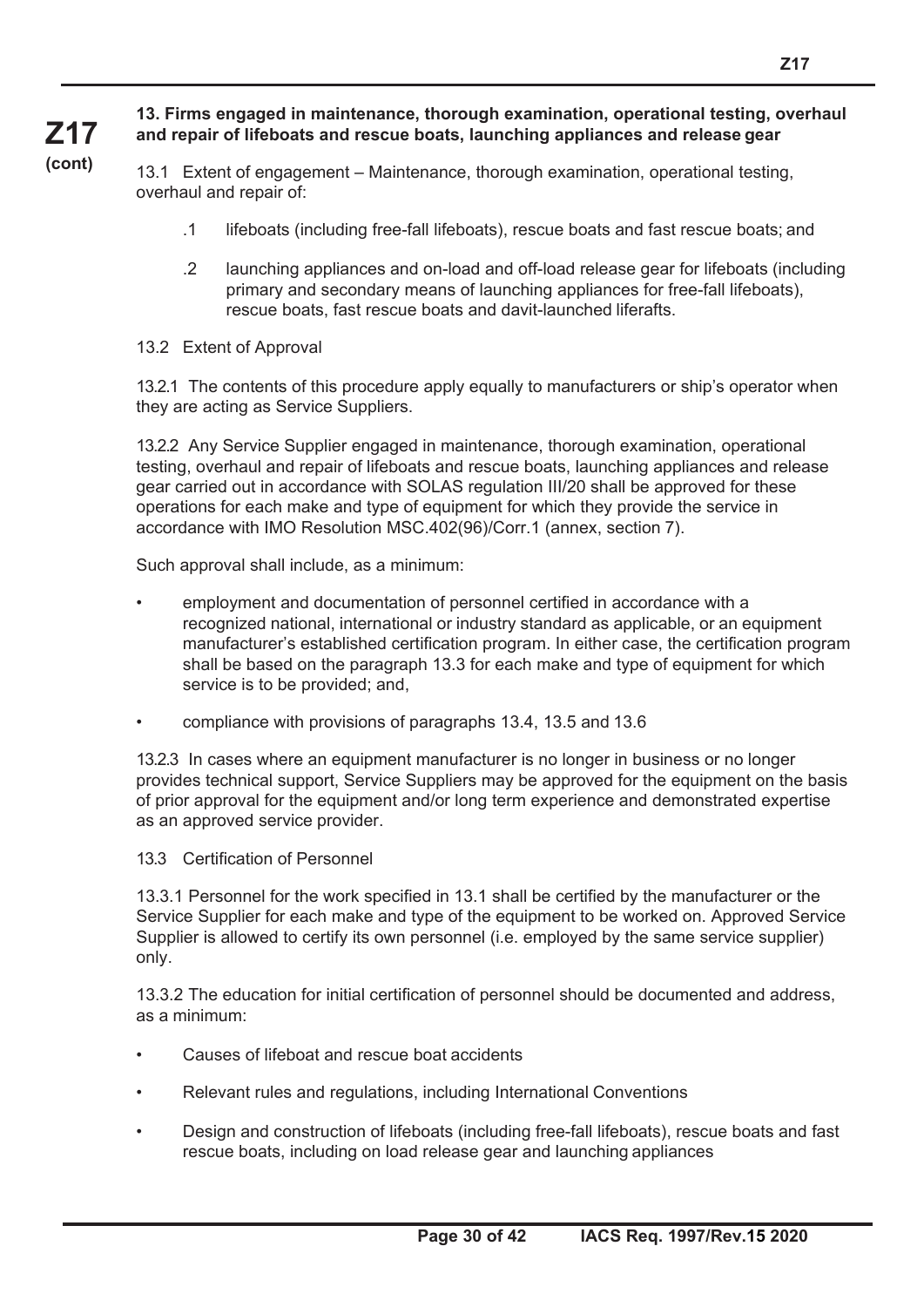### 13. Firms engaged in maintenance, thorough examination, operational testing, overhaul and repair of lifeboats and rescue boats, launching appliances and release gear

13.1 Extent of engagement – Maintenance, thorough examination, operational testing, overhaul and repair of:

.1 lifeboats (including free-fall lifeboats), rescue boats and fast rescue boats; and

.2 launching appliances and on-load and off-load release gear for lifeboats (including primary and secondary means of launching appliances for free-fall lifeboats), rescue boats, fast rescue boats and davit-launched liferafts.

13.2 Extent of Approval

13.2.1 The contents of this procedure apply equally to manufacturers or ship's operator when they are acting as Service Suppliers.

13.2.2 Any Service Supplier engaged in maintenance, thorough examination, operational testing, overhaul and repair of lifeboats and rescue boats, launching appliances and release gear carried out in accordance with SOLAS regulation III/20 shall be approved for these operations for each make and type of equipment for which they provide the service in accordance with IMO Resolution MSC.402(96)/Corr.1 (annex, section 7).

Such approval shall include, as a minimum:

- employment and documentation of personnel certified in accordance with a recognized national, international or industry standard as applicable, or an equipment manufacturer's established certification program. In either case, the certification program shall be based on the paragraph 13.3 for each make and type of equipment for which service is to be provided; and,
- compliance with provisions of paragraphs 13.4, 13.5 and 13.6

13.2.3 In cases where an equipment manufacturer is no longer in business or no longer provides technical support, Service Suppliers may be approved for the equipment on the basis of prior approval for the equipment and/or long term experience and demonstrated expertise as an approved service provider.

13.3 Certification of Personnel

13.3.1 Personnel for the work specified in 13.1 shall be certified by the manufacturer or the Service Supplier for each make and type of the equipment to be worked on. Approved Service Supplier is allowed to certify its own personnel (i.e. employed by the same service supplier) only.

13.3.2 The education for initial certification of personnel should be documented and address, as a minimum:

- Causes of lifeboat and rescue boat accidents
- Relevant rules and regulations, including International Conventions
- Design and construction of lifeboats (including free-fall lifeboats), rescue boats and fast rescue boats, including on load release gear and launching appliances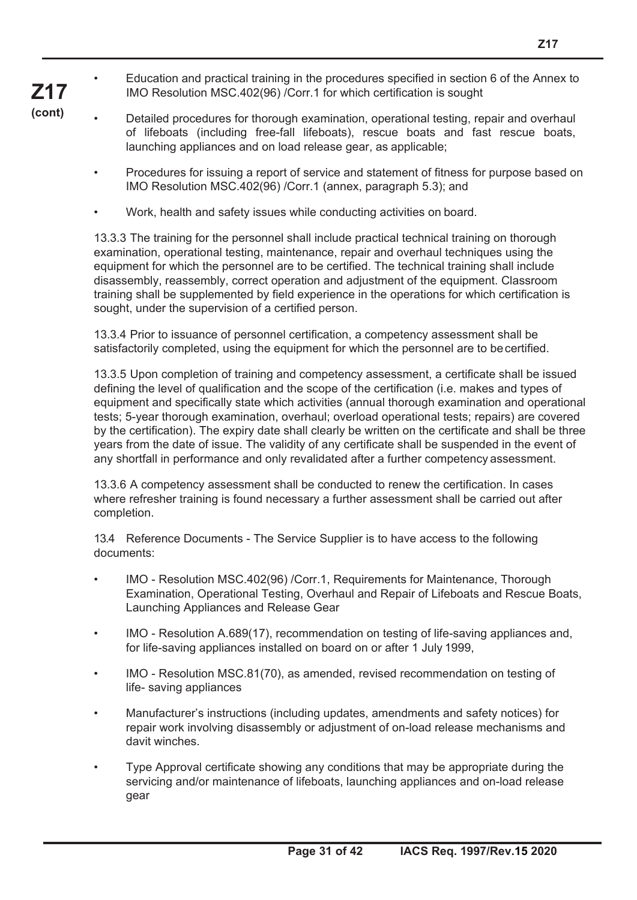- Education and practical training in the procedures specified in section 6 of the Annex to IMO Resolution MSC.402(96) /Corr.1 for which certification is sought
- Detailed procedures for thorough examination, operational testing, repair and overhaul of lifeboats (including free-fall lifeboats), rescue boats and fast rescue boats, launching appliances and on load release gear, as applicable;
- Procedures for issuing a report of service and statement of fitness for purpose based on IMO Resolution MSC.402(96) /Corr.1 (annex, paragraph 5.3); and
- Work, health and safety issues while conducting activities on board.

13.3.3 The training for the personnel shall include practical technical training on thorough examination, operational testing, maintenance, repair and overhaul techniques using the equipment for which the personnel are to be certified. The technical training shall include disassembly, reassembly, correct operation and adjustment of the equipment. Classroom training shall be supplemented by field experience in the operations for which certification is sought, under the supervision of a certified person.

13.3.4 Prior to issuance of personnel certification, a competency assessment shall be satisfactorily completed, using the equipment for which the personnel are to be certified.

13.3.5 Upon completion of training and competency assessment, a certificate shall be issued defining the level of qualification and the scope of the certification (i.e. makes and types of equipment and specifically state which activities (annual thorough examination and operational tests; 5-year thorough examination, overhaul; overload operational tests; repairs) are covered by the certification). The expiry date shall clearly be written on the certificate and shall be three years from the date of issue. The validity of any certificate shall be suspended in the event of any shortfall in performance and only revalidated after a further competency assessment.

13.3.6 A competency assessment shall be conducted to renew the certification. In cases where refresher training is found necessary a further assessment shall be carried out after completion.

13.4 Reference Documents - The Service Supplier is to have access to the following documents:

- IMO - Resolution MSC.402(96) /Corr.1, Requirements for Maintenance, Thorough Examination, Operational Testing, Overhaul and Repair of Lifeboats and Rescue Boats, Launching Appliances and Release Gear
- IMO - Resolution A.689(17), recommendation on testing of life-saving appliances and, for life-saving appliances installed on board on or after 1 July 1999,
- IMO - Resolution MSC.81(70), as amended, revised recommendation on testing of life- saving appliances
- Manufacturer's instructions (including updates, amendments and safety notices) for repair work involving disassembly or adjustment of on-load release mechanisms and davit winches.
- Type Approval certificate showing any conditions that may be appropriate during the servicing and/or maintenance of lifeboats, launching appliances and on-load release gear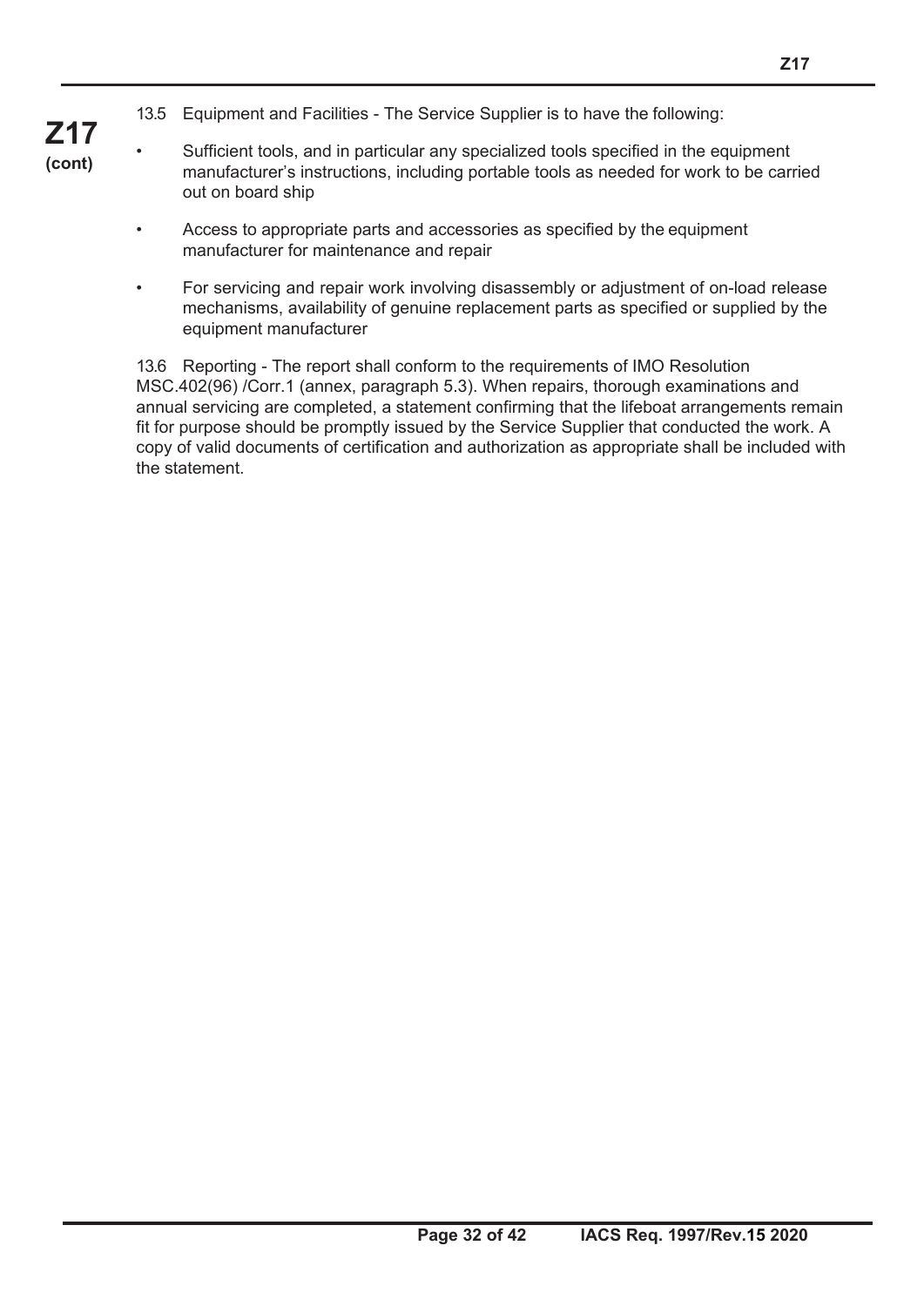13.5 Equipment and Facilities - The Service Supplier is to have the following:

- Sufficient tools, and in particular any specialized tools specified in the equipment manufacturer's instructions, including portable tools as needed for work to be carried out on board ship
- Access to appropriate parts and accessories as specified by the equipment manufacturer for maintenance and repair
- For servicing and repair work involving disassembly or adjustment of on-load release mechanisms, availability of genuine replacement parts as specified or supplied by the equipment manufacturer

13.6 Reporting - The report shall conform to the requirements of IMO Resolution MSC.402(96) /Corr.1 (annex, paragraph 5.3). When repairs, thorough examinations and annual servicing are completed, a statement confirming that the lifeboat arrangements remain fit for purpose should be promptly issued by the Service Supplier that conducted the work. A copy of valid documents of certification and authorization as appropriate shall be included with the statement.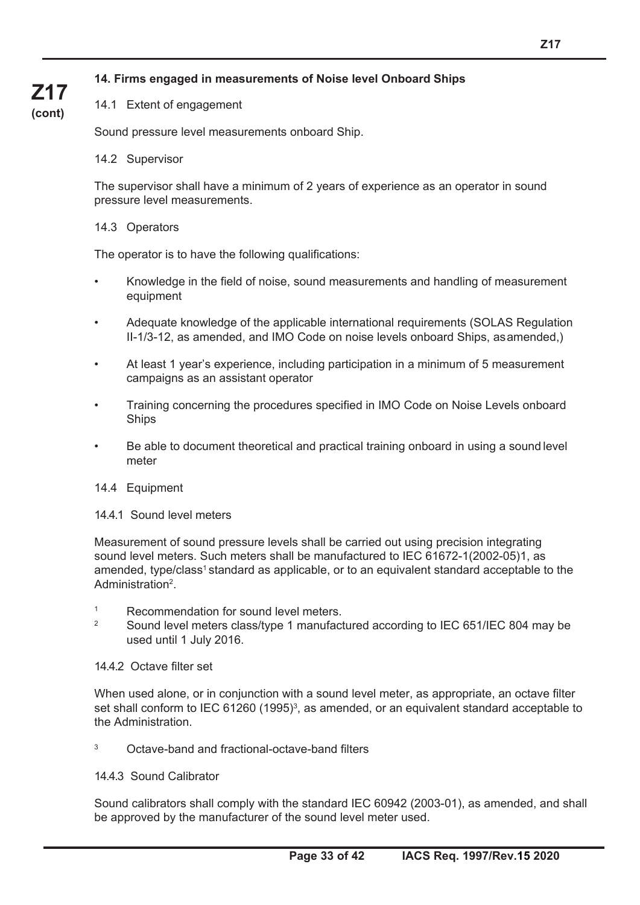## 14. Firms engaged in measurements of Noise level Onboard Ships

14.1 Extent of engagement

Sound pressure level measurements onboard Ship.

14.2 Supervisor

The supervisor shall have a minimum of 2 years of experience as an operator in sound pressure level measurements.

14.3 Operators

The operator is to have the following qualifications:

- Knowledge in the field of noise, sound measurements and handling of measurement equipment
- Adequate knowledge of the applicable international requirements (SOLAS Regulation II-1/3-12, as amended, and IMO Code on noise levels onboard Ships, as amended,)
- At least 1 year's experience, including participation in a minimum of 5 measurement campaigns as an assistant operator
- Training concerning the procedures specified in IMO Code on Noise Levels onboard Ships
- Be able to document theoretical and practical training onboard in using a sound level meter

14.4 Equipment

14.4.1 Sound level meters

Measurement of sound pressure levels shall be carried out using precision integrating sound level meters. Such meters shall be manufactured to IEC 61672-1(2002-05)1, as amended, type/class[1] standard as applicable, or to an equivalent standard acceptable to the Administration[2].

[1] Recommendation for sound level meters.

[2] Sound level meters class/type 1 manufactured according to IEC 651/IEC 804 may be used until 1 July 2016.

14.4.2 Octave filter set

When used alone, or in conjunction with a sound level meter, as appropriate, an octave filter set shall conform to IEC 61260 (1995)[3], as amended, or an equivalent standard acceptable to the Administration.

[3] Octave-band and fractional-octave-band filters

14.4.3 Sound Calibrator

Sound calibrators shall comply with the standard IEC 60942 (2003-01), as amended, and shall be approved by the manufacturer of the sound level meter used.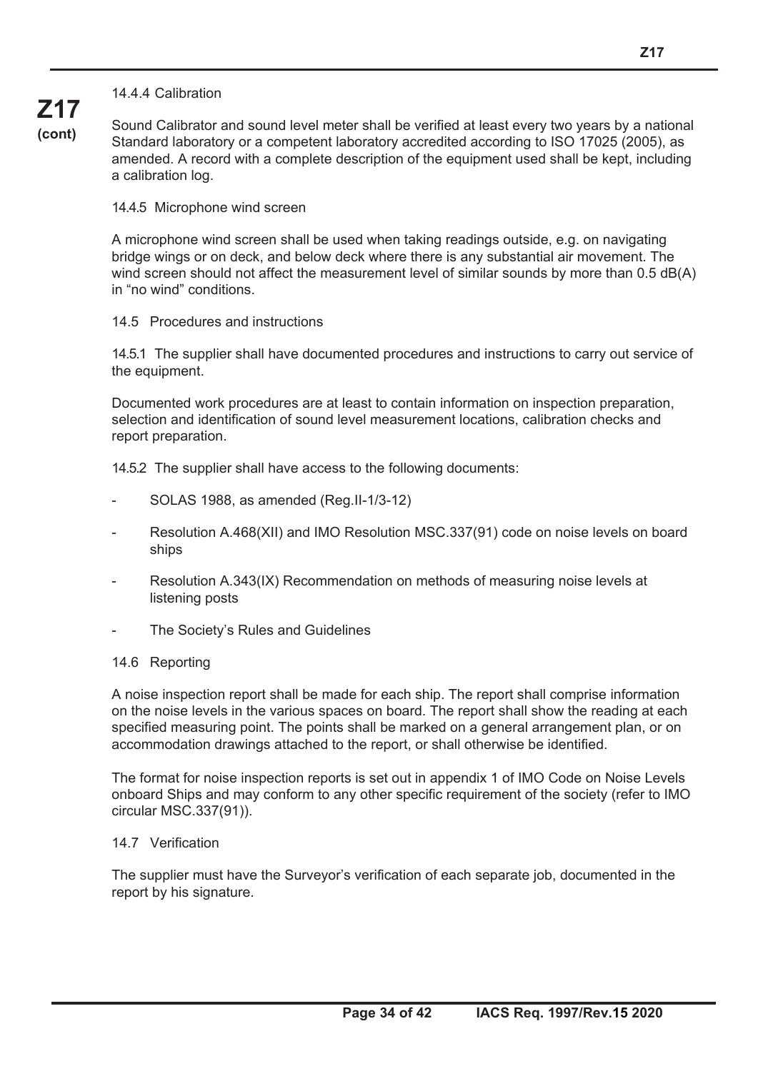14.4.4 Calibration

Sound Calibrator and sound level meter shall be verified at least every two years by a national Standard laboratory or a competent laboratory accredited according to ISO 17025 (2005), as amended. A record with a complete description of the equipment used shall be kept, including a calibration log.

14.4.5 Microphone wind screen

A microphone wind screen shall be used when taking readings outside, e.g. on navigating bridge wings or on deck, and below deck where there is any substantial air movement. The wind screen should not affect the measurement level of similar sounds by more than 0.5 dB(A) in "no wind" conditions.

14.5 Procedures and instructions

14.5.1 The supplier shall have documented procedures and instructions to carry out service of the equipment.

Documented work procedures are at least to contain information on inspection preparation, selection and identification of sound level measurement locations, calibration checks and report preparation.

14.5.2 The supplier shall have access to the following documents:

- SOLAS 1988, as amended (Reg.II-1/3-12)
- Resolution A.468(XII) and IMO Resolution MSC.337(91) code on noise levels on board ships
- Resolution A.343(IX) Recommendation on methods of measuring noise levels at listening posts
- The Society's Rules and Guidelines

14.6 Reporting

A noise inspection report shall be made for each ship. The report shall comprise information on the noise levels in the various spaces on board. The report shall show the reading at each specified measuring point. The points shall be marked on a general arrangement plan, or on accommodation drawings attached to the report, or shall otherwise be identified.

The format for noise inspection reports is set out in appendix 1 of IMO Code on Noise Levels onboard Ships and may conform to any other specific requirement of the society (refer to IMO circular MSC.337(91)).

14.7 Verification

The supplier must have the Surveyor's verification of each separate job, documented in the report by his signature.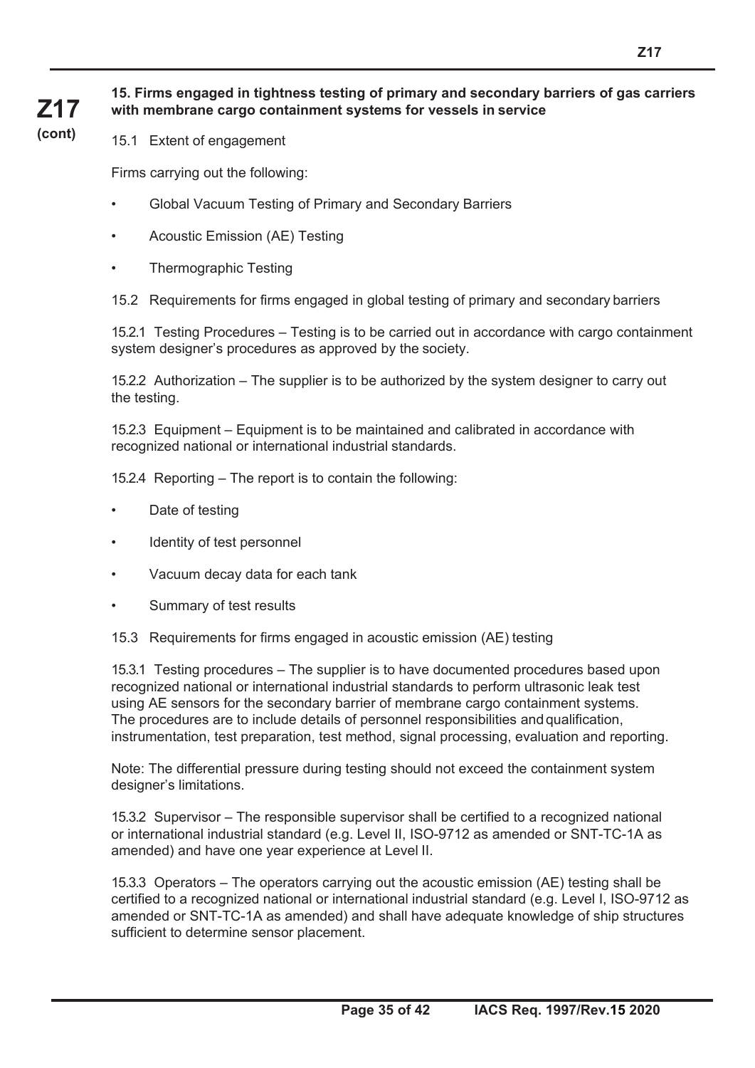## 15. Firms engaged in tightness testing of primary and secondary barriers of gas carriers with membrane cargo containment systems for vessels in service

15.1 Extent of engagement

Firms carrying out the following:

- Global Vacuum Testing of Primary and Secondary Barriers
- Acoustic Emission (AE) Testing
- Thermographic Testing

15.2 Requirements for firms engaged in global testing of primary and secondary barriers

15.2.1 Testing Procedures – Testing is to be carried out in accordance with cargo containment system designer's procedures as approved by the society.

15.2.2 Authorization – The supplier is to be authorized by the system designer to carry out the testing.

15.2.3 Equipment – Equipment is to be maintained and calibrated in accordance with recognized national or international industrial standards.

15.2.4 Reporting – The report is to contain the following:

- Date of testing
- Identity of test personnel
- Vacuum decay data for each tank
- Summary of test results

15.3 Requirements for firms engaged in acoustic emission (AE) testing

15.3.1 Testing procedures – The supplier is to have documented procedures based upon recognized national or international industrial standards to perform ultrasonic leak test using AE sensors for the secondary barrier of membrane cargo containment systems. The procedures are to include details of personnel responsibilities and qualification, instrumentation, test preparation, test method, signal processing, evaluation and reporting.

Note: The differential pressure during testing should not exceed the containment system designer's limitations.

15.3.2 Supervisor – The responsible supervisor shall be certified to a recognized national or international industrial standard (e.g. Level II, ISO-9712 as amended or SNT-TC-1A as amended) and have one year experience at Level II.

15.3.3 Operators – The operators carrying out the acoustic emission (AE) testing shall be certified to a recognized national or international industrial standard (e.g. Level I, ISO-9712 as amended or SNT-TC-1A as amended) and shall have adequate knowledge of ship structures sufficient to determine sensor placement.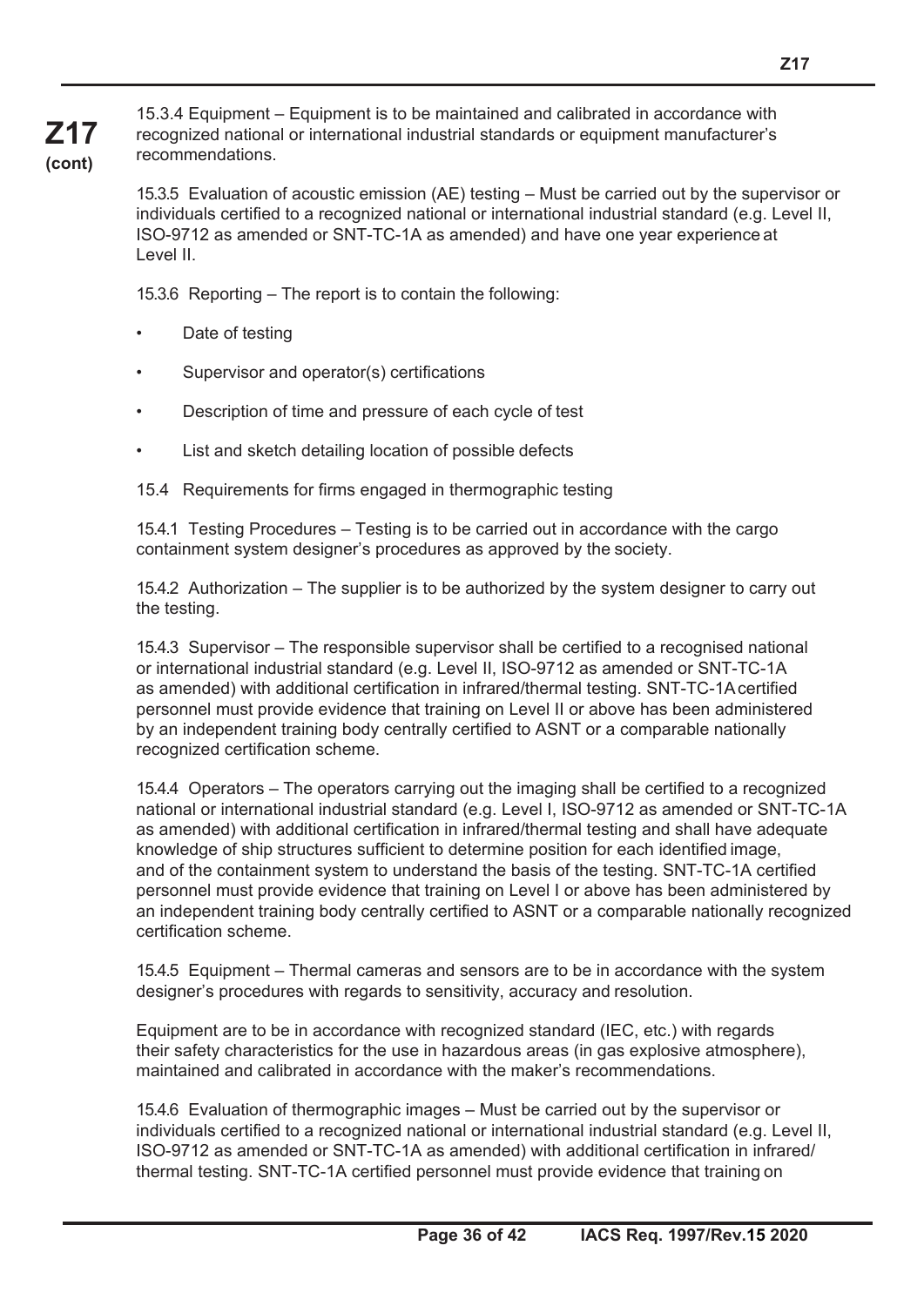15.3.4 Equipment – Equipment is to be maintained and calibrated in accordance with recognized national or international industrial standards or equipment manufacturer's recommendations.

15.3.5 Evaluation of acoustic emission (AE) testing – Must be carried out by the supervisor or individuals certified to a recognized national or international industrial standard (e.g. Level II, ISO-9712 as amended or SNT-TC-1A as amended) and have one year experience at Level II.

15.3.6 Reporting – The report is to contain the following:

- Date of testing
- Supervisor and operator(s) certifications
- Description of time and pressure of each cycle of test
- List and sketch detailing location of possible defects

15.4 Requirements for firms engaged in thermographic testing

15.4.1 Testing Procedures – Testing is to be carried out in accordance with the cargo containment system designer's procedures as approved by the society.

15.4.2 Authorization – The supplier is to be authorized by the system designer to carry out the testing.

15.4.3 Supervisor – The responsible supervisor shall be certified to a recognised national or international industrial standard (e.g. Level II, ISO-9712 as amended or SNT-TC-1A as amended) with additional certification in infrared/thermal testing. SNT-TC-1A certified personnel must provide evidence that training on Level II or above has been administered by an independent training body centrally certified to ASNT or a comparable nationally recognized certification scheme.

15.4.4 Operators – The operators carrying out the imaging shall be certified to a recognized national or international industrial standard (e.g. Level I, ISO-9712 as amended or SNT-TC-1A as amended) with additional certification in infrared/thermal testing and shall have adequate knowledge of ship structures sufficient to determine position for each identified image, and of the containment system to understand the basis of the testing. SNT-TC-1A certified personnel must provide evidence that training on Level I or above has been administered by an independent training body centrally certified to ASNT or a comparable nationally recognized certification scheme.

15.4.5 Equipment – Thermal cameras and sensors are to be in accordance with the system designer's procedures with regards to sensitivity, accuracy and resolution.

Equipment are to be in accordance with recognized standard (IEC, etc.) with regards their safety characteristics for the use in hazardous areas (in gas explosive atmosphere), maintained and calibrated in accordance with the maker's recommendations.

15.4.6 Evaluation of thermographic images – Must be carried out by the supervisor or individuals certified to a recognized national or international industrial standard (e.g. Level II, ISO-9712 as amended or SNT-TC-1A as amended) with additional certification in infrared/thermal testing. SNT-TC-1A certified personnel must provide evidence that training on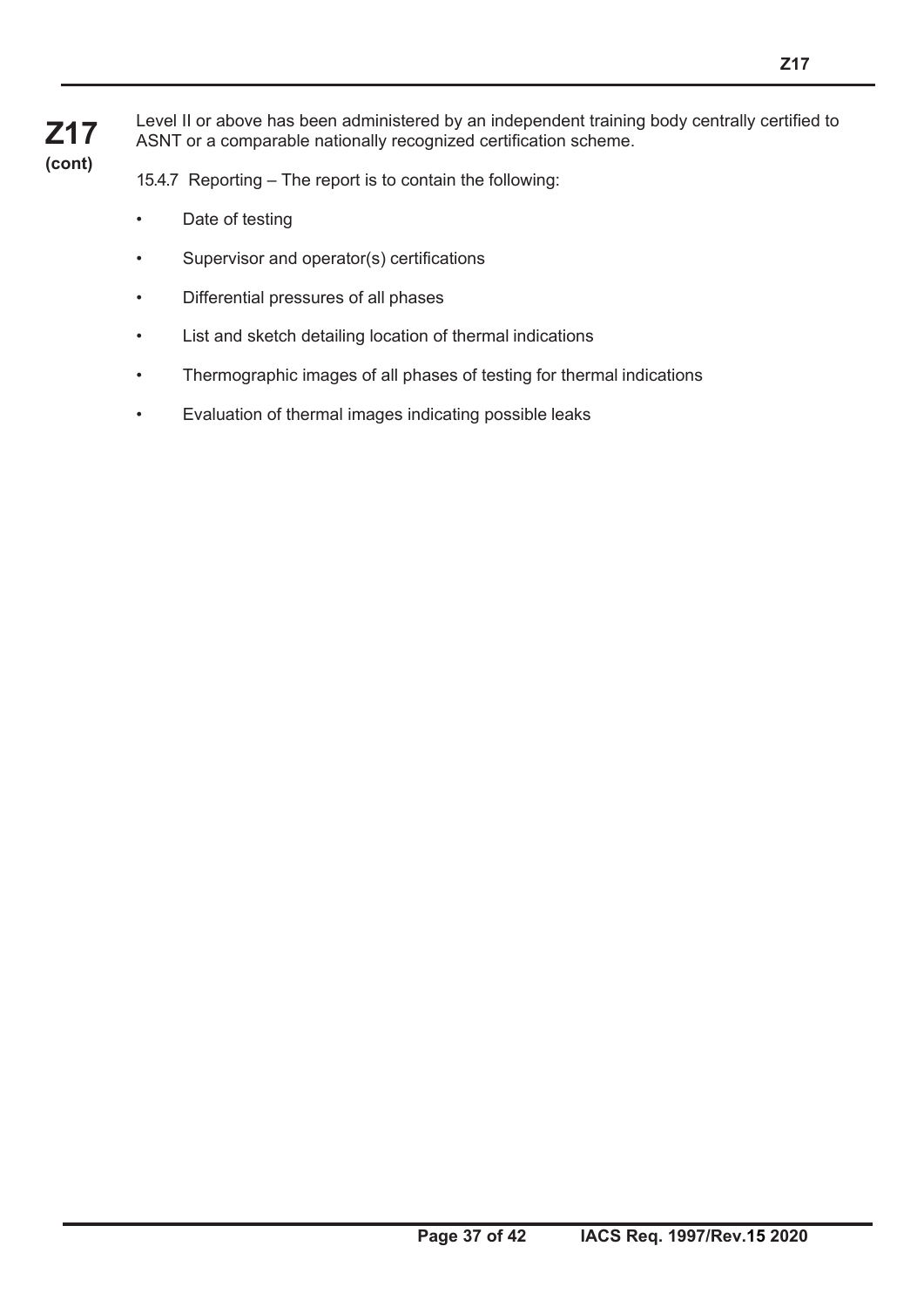Level II or above has been administered by an independent training body centrally certified to ASNT or a comparable nationally recognized certification scheme.

15.4.7 Reporting – The report is to contain the following:

- Date of testing
- Supervisor and operator(s) certifications
- Differential pressures of all phases
- List and sketch detailing location of thermal indications
- Thermographic images of all phases of testing for thermal indications
- Evaluation of thermal images indicating possible leaks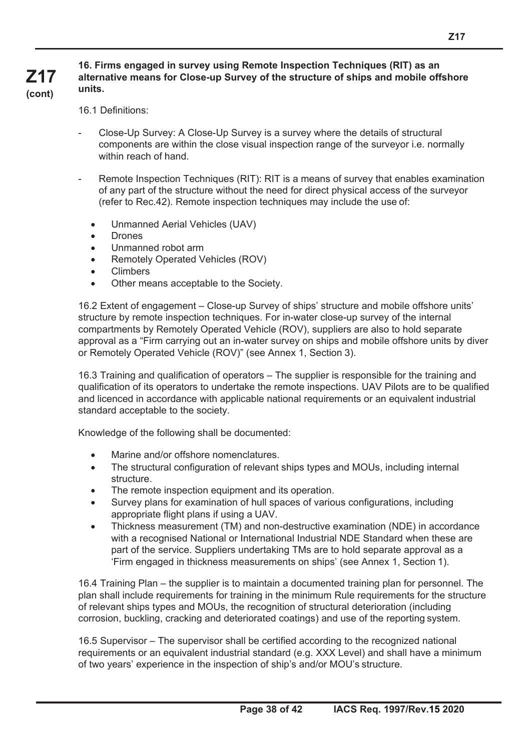**Z17 (cont)**

**16. Firms engaged in survey using Remote Inspection Techniques (RIT) as an alternative means for Close-up Survey of the structure of ships and mobile offshore units.**

16.1 Definitions:

- Close-Up Survey: A Close-Up Survey is a survey where the details of structural components are within the close visual inspection range of the surveyor i.e. normally within reach of hand.

- Remote Inspection Techniques (RIT): RIT is a means of survey that enables examination of any part of the structure without the need for direct physical access of the surveyor (refer to Rec.42). Remote inspection techniques may include the use of:

  - Unmanned Aerial Vehicles (UAV)
  - Drones
  - Unmanned robot arm
  - Remotely Operated Vehicles (ROV)
  - Climbers
  - Other means acceptable to the Society.

16.2 Extent of engagement – Close-up Survey of ships' structure and mobile offshore units' structure by remote inspection techniques. For in-water close-up survey of the internal compartments by Remotely Operated Vehicle (ROV), suppliers are also to hold separate approval as a "Firm carrying out an in-water survey on ships and mobile offshore units by diver or Remotely Operated Vehicle (ROV)" (see Annex 1, Section 3).

16.3 Training and qualification of operators – The supplier is responsible for the training and qualification of its operators to undertake the remote inspections. UAV Pilots are to be qualified and licenced in accordance with applicable national requirements or an equivalent industrial standard acceptable to the society.

Knowledge of the following shall be documented:

- Marine and/or offshore nomenclatures.
- The structural configuration of relevant ships types and MOUs, including internal structure.
- The remote inspection equipment and its operation.
- Survey plans for examination of hull spaces of various configurations, including appropriate flight plans if using a UAV.
- Thickness measurement (TM) and non-destructive examination (NDE) in accordance with a recognised National or International Industrial NDE Standard when these are part of the service. Suppliers undertaking TMs are to hold separate approval as a 'Firm engaged in thickness measurements on ships' (see Annex 1, Section 1).

16.4 Training Plan – the supplier is to maintain a documented training plan for personnel. The plan shall include requirements for training in the minimum Rule requirements for the structure of relevant ships types and MOUs, the recognition of structural deterioration (including corrosion, buckling, cracking and deteriorated coatings) and use of the reporting system.

16.5 Supervisor – The supervisor shall be certified according to the recognized national requirements or an equivalent industrial standard (e.g. XXX Level) and shall have a minimum of two years' experience in the inspection of ship's and/or MOU's structure.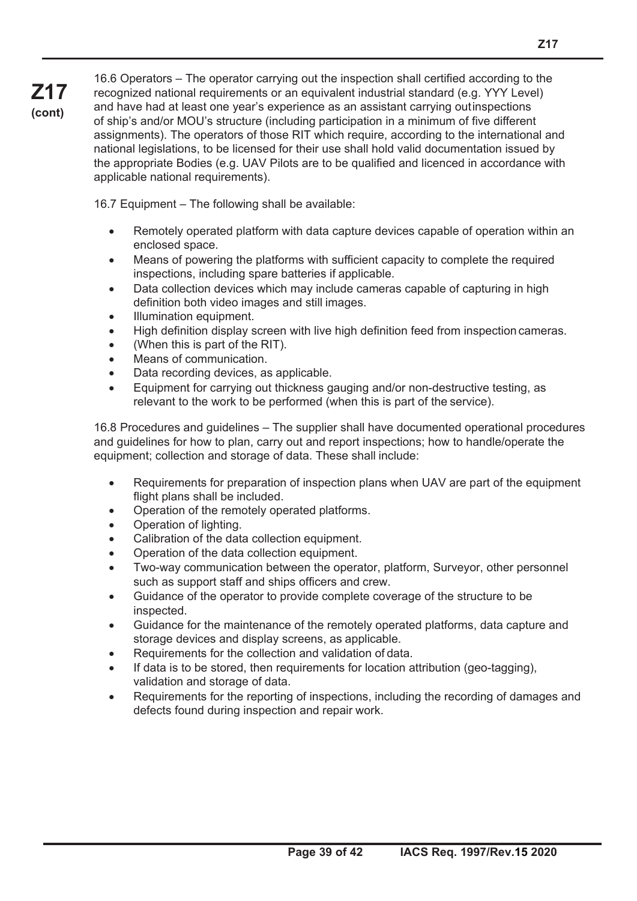16.6 Operators – The operator carrying out the inspection shall certified according to the recognized national requirements or an equivalent industrial standard (e.g. YYY Level) and have had at least one year's experience as an assistant carrying outinspections of ship's and/or MOU's structure (including participation in a minimum of five different assignments). The operators of those RIT which require, according to the international and national legislations, to be licensed for their use shall hold valid documentation issued by the appropriate Bodies (e.g. UAV Pilots are to be qualified and licenced in accordance with applicable national requirements).

16.7 Equipment – The following shall be available:

- Remotely operated platform with data capture devices capable of operation within an enclosed space.
- Means of powering the platforms with sufficient capacity to complete the required inspections, including spare batteries if applicable.
- Data collection devices which may include cameras capable of capturing in high definition both video images and still images.
- Illumination equipment.
- High definition display screen with live high definition feed from inspection cameras.
- (When this is part of the RIT).
- Means of communication.
- Data recording devices, as applicable.
- Equipment for carrying out thickness gauging and/or non-destructive testing, as relevant to the work to be performed (when this is part of the service).

16.8 Procedures and guidelines – The supplier shall have documented operational procedures and guidelines for how to plan, carry out and report inspections; how to handle/operate the equipment; collection and storage of data. These shall include:

- Requirements for preparation of inspection plans when UAV are part of the equipment flight plans shall be included.
- Operation of the remotely operated platforms.
- Operation of lighting.
- Calibration of the data collection equipment.
- Operation of the data collection equipment.
- Two-way communication between the operator, platform, Surveyor, other personnel such as support staff and ships officers and crew.
- Guidance of the operator to provide complete coverage of the structure to be inspected.
- Guidance for the maintenance of the remotely operated platforms, data capture and storage devices and display screens, as applicable.
- Requirements for the collection and validation of data.
- If data is to be stored, then requirements for location attribution (geo-tagging), validation and storage of data.
- Requirements for the reporting of inspections, including the recording of damages and defects found during inspection and repair work.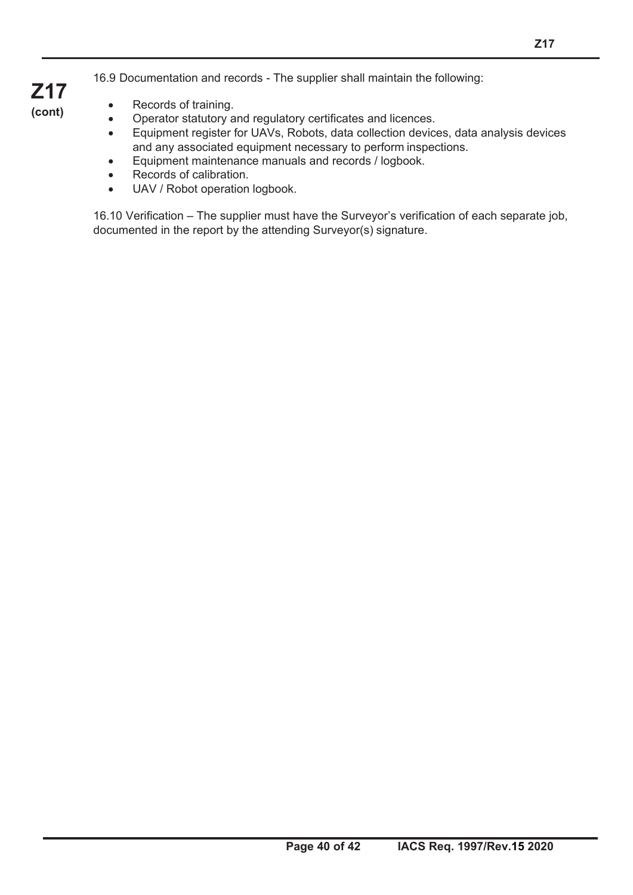16.9 Documentation and records - The supplier shall maintain the following:

- Records of training.
- Operator statutory and regulatory certificates and licences.
- Equipment register for UAVs, Robots, data collection devices, data analysis devices and any associated equipment necessary to perform inspections.
- Equipment maintenance manuals and records / logbook.
- Records of calibration.
- UAV / Robot operation logbook.

16.10 Verification – The supplier must have the Surveyor's verification of each separate job, documented in the report by the attending Surveyor(s) signature.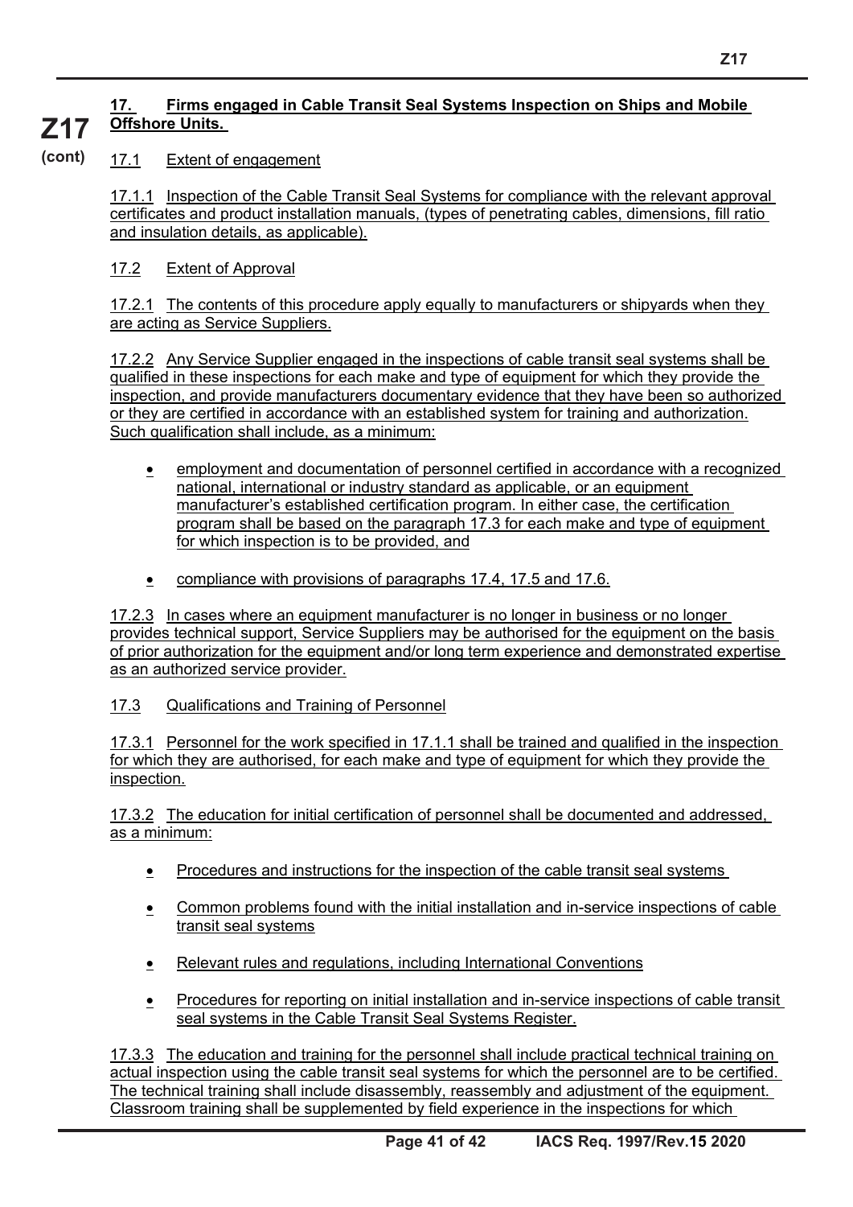## 17. Firms engaged in Cable Transit Seal Systems Inspection on Ships and Mobile Offshore Units.

### 17.1 Extent of engagement

17.1.1 Inspection of the Cable Transit Seal Systems for compliance with the relevant approval certificates and product installation manuals, (types of penetrating cables, dimensions, fill ratio and insulation details, as applicable).

### 17.2 Extent of Approval

17.2.1 The contents of this procedure apply equally to manufacturers or shipyards when they are acting as Service Suppliers.

17.2.2 Any Service Supplier engaged in the inspections of cable transit seal systems shall be qualified in these inspections for each make and type of equipment for which they provide the inspection, and provide manufacturers documentary evidence that they have been so authorized or they are certified in accordance with an established system for training and authorization. Such qualification shall include, as a minimum:

- employment and documentation of personnel certified in accordance with a recognized national, international or industry standard as applicable, or an equipment manufacturer's established certification program. In either case, the certification program shall be based on the paragraph 17.3 for each make and type of equipment for which inspection is to be provided, and
- compliance with provisions of paragraphs 17.4, 17.5 and 17.6.

17.2.3 In cases where an equipment manufacturer is no longer in business or no longer provides technical support, Service Suppliers may be authorised for the equipment on the basis of prior authorization for the equipment and/or long term experience and demonstrated expertise as an authorized service provider.

### 17.3 Qualifications and Training of Personnel

17.3.1 Personnel for the work specified in 17.1.1 shall be trained and qualified in the inspection for which they are authorised, for each make and type of equipment for which they provide the inspection.

17.3.2 The education for initial certification of personnel shall be documented and addressed, as a minimum:

- Procedures and instructions for the inspection of the cable transit seal systems
- Common problems found with the initial installation and in-service inspections of cable transit seal systems
- Relevant rules and regulations, including International Conventions
- Procedures for reporting on initial installation and in-service inspections of cable transit seal systems in the Cable Transit Seal Systems Register.

17.3.3 The education and training for the personnel shall include practical technical training on actual inspection using the cable transit seal systems for which the personnel are to be certified. The technical training shall include disassembly, reassembly and adjustment of the equipment. Classroom training shall be supplemented by field experience in the inspections for which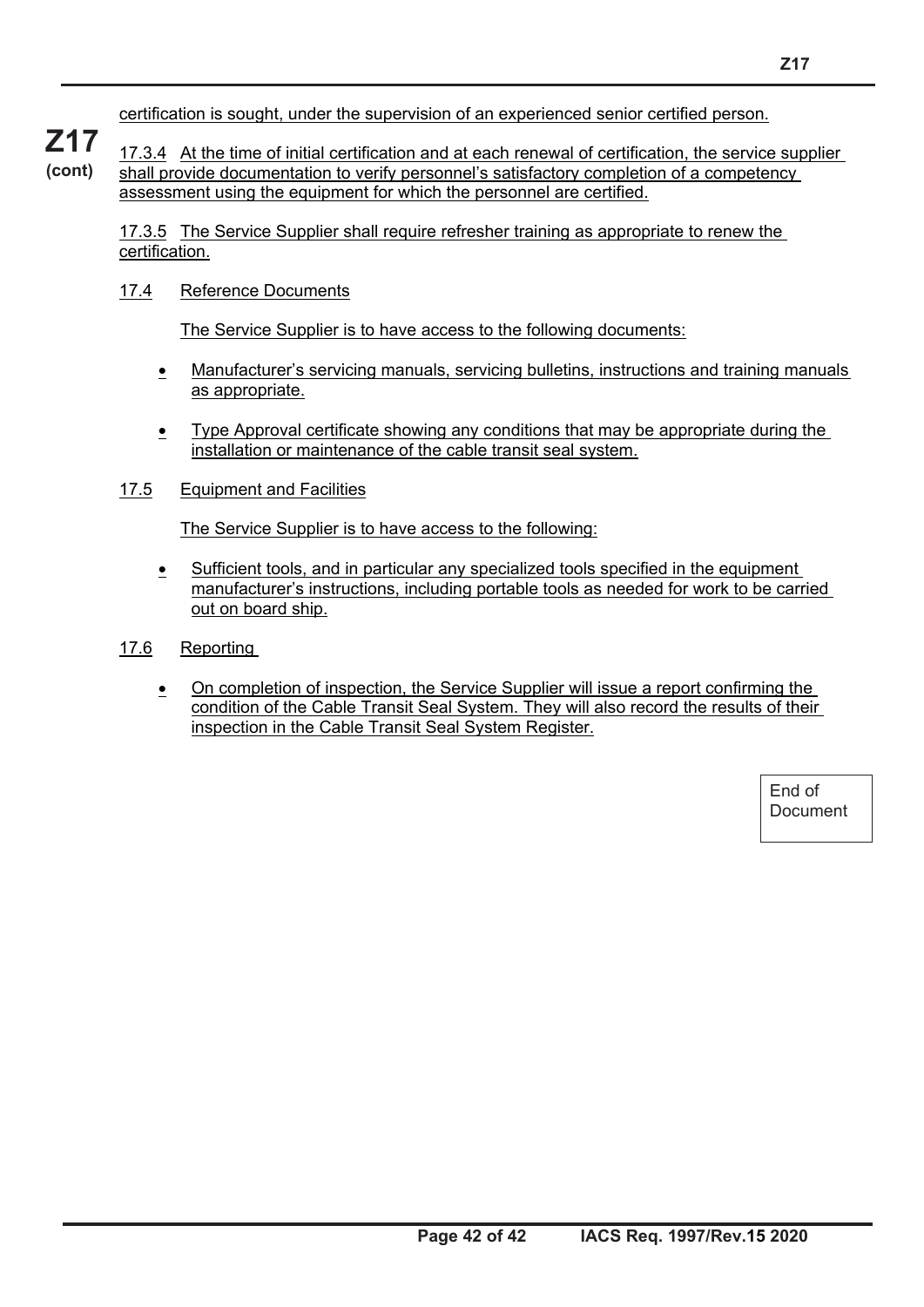certification is sought, under the supervision of an experienced senior certified person.

**Z17 (cont)**

17.3.4 At the time of initial certification and at each renewal of certification, the service supplier shall provide documentation to verify personnel's satisfactory completion of a competency assessment using the equipment for which the personnel are certified.

17.3.5 The Service Supplier shall require refresher training as appropriate to renew the certification.

### 17.4 Reference Documents

The Service Supplier is to have access to the following documents:

- Manufacturer's servicing manuals, servicing bulletins, instructions and training manuals as appropriate.
- Type Approval certificate showing any conditions that may be appropriate during the installation or maintenance of the cable transit seal system.

### 17.5 Equipment and Facilities

The Service Supplier is to have access to the following:

- Sufficient tools, and in particular any specialized tools specified in the equipment manufacturer's instructions, including portable tools as needed for work to be carried out on board ship.

### 17.6 Reporting

- On completion of inspection, the Service Supplier will issue a report confirming the condition of the Cable Transit Seal System. They will also record the results of their inspection in the Cable Transit Seal System Register.

End of Document